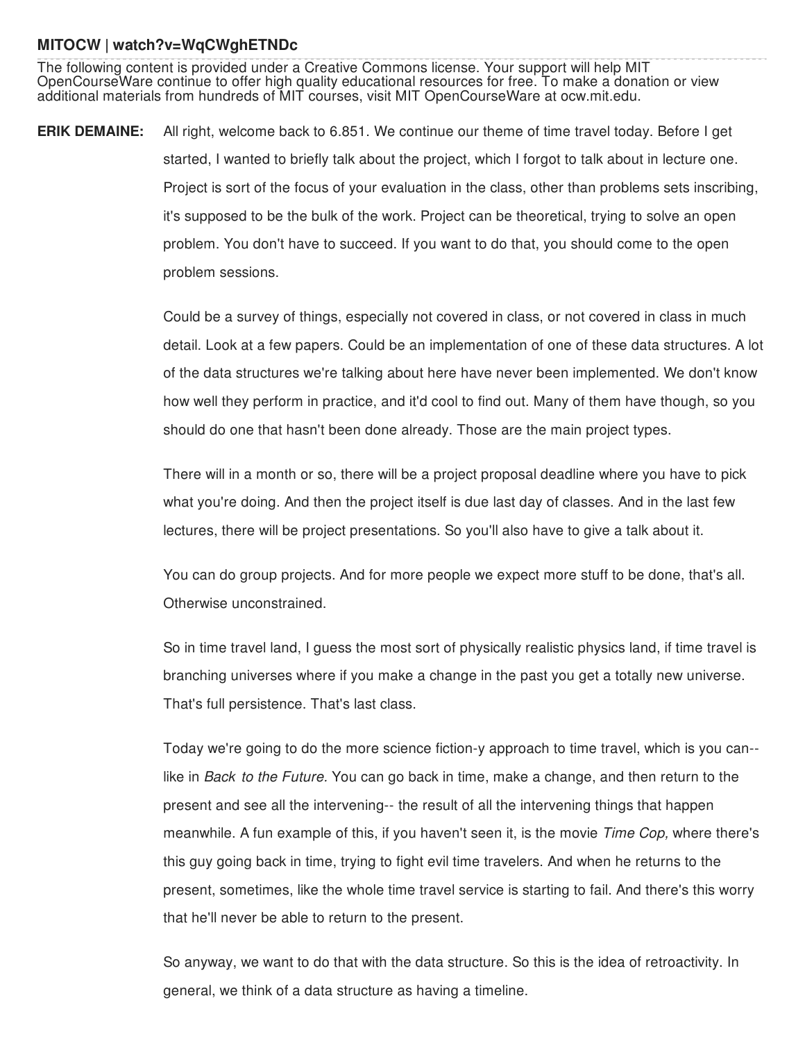**MITOCW | watch?v=WqCWghETNDc**

The following content is provided under a Creative Commons license. Your support will help MIT OpenCourseWare continue to offer high quality educational resources for free. To make a donation or view additional materials from hundreds of MIT courses, visit MIT OpenCourseWare at ocw.mit.edu.

**ERIK DEMAINE:** All right, welcome back to 6.851. We continue our theme of time travel today. Before I get started, I wanted to briefly talk about the project, which I forgot to talk about in lecture one. Project is sort of the focus of your evaluation in the class, other than problems sets inscribing, it's supposed to be the bulk of the work. Project can be theoretical, trying to solve an open problem. You don't have to succeed. If you want to do that, you should come to the open problem sessions.

Could be a survey of things, especially not covered in class, or not covered in class in much detail. Look at a few papers. Could be an implementation of one of these data structures. A lot of the data structures we're talking about here have never been implemented. We don't know how well they perform in practice, and it'd cool to find out. Many of them have though, so you should do one that hasn't been done already. Those are the main project types.

There will in a month or so, there will be a project proposal deadline where you have to pick what you're doing. And then the project itself is due last day of classes. And in the last few lectures, there will be project presentations. So you'll also have to give a talk about it.

You can do group projects. And for more people we expect more stuff to be done, that's all. Otherwise unconstrained.

So in time travel land, I guess the most sort of physically realistic physics land, if time travel is branching universes where if you make a change in the past you get a totally new universe. That's full persistence. That's last class.

Today we're going to do the more science fiction-y approach to time travel, which is you can-- like in *Back to the Future.* You can go back in time, make a change, and then return to the present and see all the intervening-- the result of all the intervening things that happen meanwhile. A fun example of this, if you haven't seen it, is the movie *Time Cop,* where there's this guy going back in time, trying to fight evil time travelers. And when he returns to the present, sometimes, like the whole time travel service is starting to fail. And there's this worry that he'll never be able to return to the present.

So anyway, we want to do that with the data structure. So this is the idea of retroactivity. In general, we think of a data structure as having a timeline.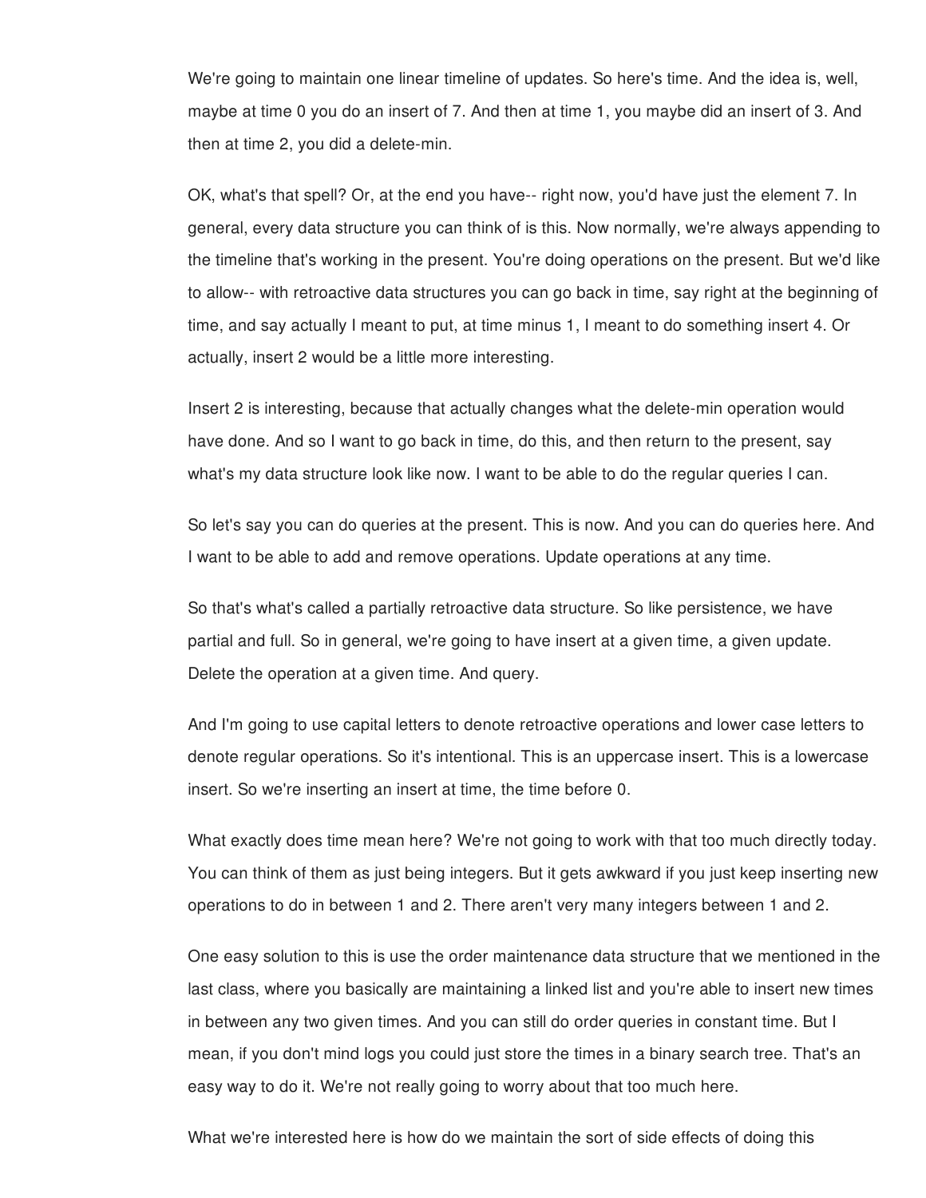We're going to maintain one linear timeline of updates. So here's time. And the idea is, well, maybe at time 0 you do an insert of 7. And then at time 1, you maybe did an insert of 3. And then at time 2, you did a delete-min.

OK, what's that spell? Or, at the end you have-- right now, you'd have just the element 7. In general, every data structure you can think of is this. Now normally, we're always appending to the timeline that's working in the present. You're doing operations on the present. But we'd like to allow-- with retroactive data structures you can go back in time, say right at the beginning of time, and say actually I meant to put, at time minus 1, I meant to do something insert 4. Or actually, insert 2 would be a little more interesting.

Insert 2 is interesting, because that actually changes what the delete-min operation would have done. And so I want to go back in time, do this, and then return to the present, say what's my data structure look like now. I want to be able to do the regular queries I can.

So let's say you can do queries at the present. This is now. And you can do queries here. And I want to be able to add and remove operations. Update operations at any time.

So that's what's called a partially retroactive data structure. So like persistence, we have partial and full. So in general, we're going to have insert at a given time, a given update. Delete the operation at a given time. And query.

And I'm going to use capital letters to denote retroactive operations and lower case letters to denote regular operations. So it's intentional. This is an uppercase insert. This is a lowercase insert. So we're inserting an insert at time, the time before 0.

What exactly does time mean here? We're not going to work with that too much directly today. You can think of them as just being integers. But it gets awkward if you just keep inserting new operations to do in between 1 and 2. There aren't very many integers between 1 and 2.

One easy solution to this is use the order maintenance data structure that we mentioned in the last class, where you basically are maintaining a linked list and you're able to insert new times in between any two given times. And you can still do order queries in constant time. But I mean, if you don't mind logs you could just store the times in a binary search tree. That's an easy way to do it. We're not really going to worry about that too much here.

What we're interested here is how do we maintain the sort of side effects of doing this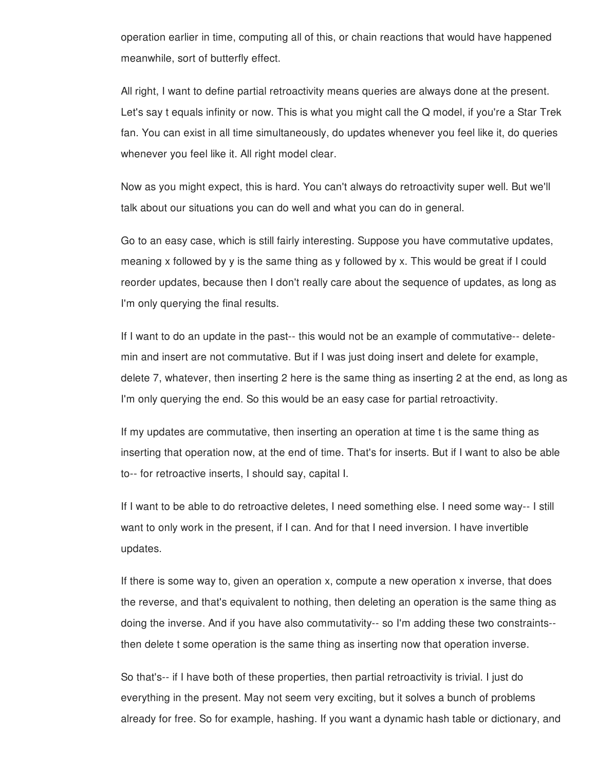operation earlier in time, computing all of this, or chain reactions that would have happened meanwhile, sort of butterfly effect.

All right, I want to define partial retroactivity means queries are always done at the present. Let's say t equals infinity or now. This is what you might call the Q model, if you're a Star Trek fan. You can exist in all time simultaneously, do updates whenever you feel like it, do queries whenever you feel like it. All right model clear.

Now as you might expect, this is hard. You can't always do retroactivity super well. But we'll talk about our situations you can do well and what you can do in general.

Go to an easy case, which is still fairly interesting. Suppose you have commutative updates, meaning x followed by y is the same thing as y followed by x. This would be great if I could reorder updates, because then I don't really care about the sequence of updates, as long as I'm only querying the final results.

If I want to do an update in the past-- this would not be an example of commutative-- delete-min and insert are not commutative. But if I was just doing insert and delete for example, delete 7, whatever, then inserting 2 here is the same thing as inserting 2 at the end, as long as I'm only querying the end. So this would be an easy case for partial retroactivity.

If my updates are commutative, then inserting an operation at time t is the same thing as inserting that operation now, at the end of time. That's for inserts. But if I want to also be able to-- for retroactive inserts, I should say, capital I.

If I want to be able to do retroactive deletes, I need something else. I need some way-- I still want to only work in the present, if I can. And for that I need inversion. I have invertible updates.

If there is some way to, given an operation x, compute a new operation x inverse, that does the reverse, and that's equivalent to nothing, then deleting an operation is the same thing as doing the inverse. And if you have also commutativity-- so I'm adding these two constraints-- then delete t some operation is the same thing as inserting now that operation inverse.

So that's-- if I have both of these properties, then partial retroactivity is trivial. I just do everything in the present. May not seem very exciting, but it solves a bunch of problems already for free. So for example, hashing. If you want a dynamic hash table or dictionary, and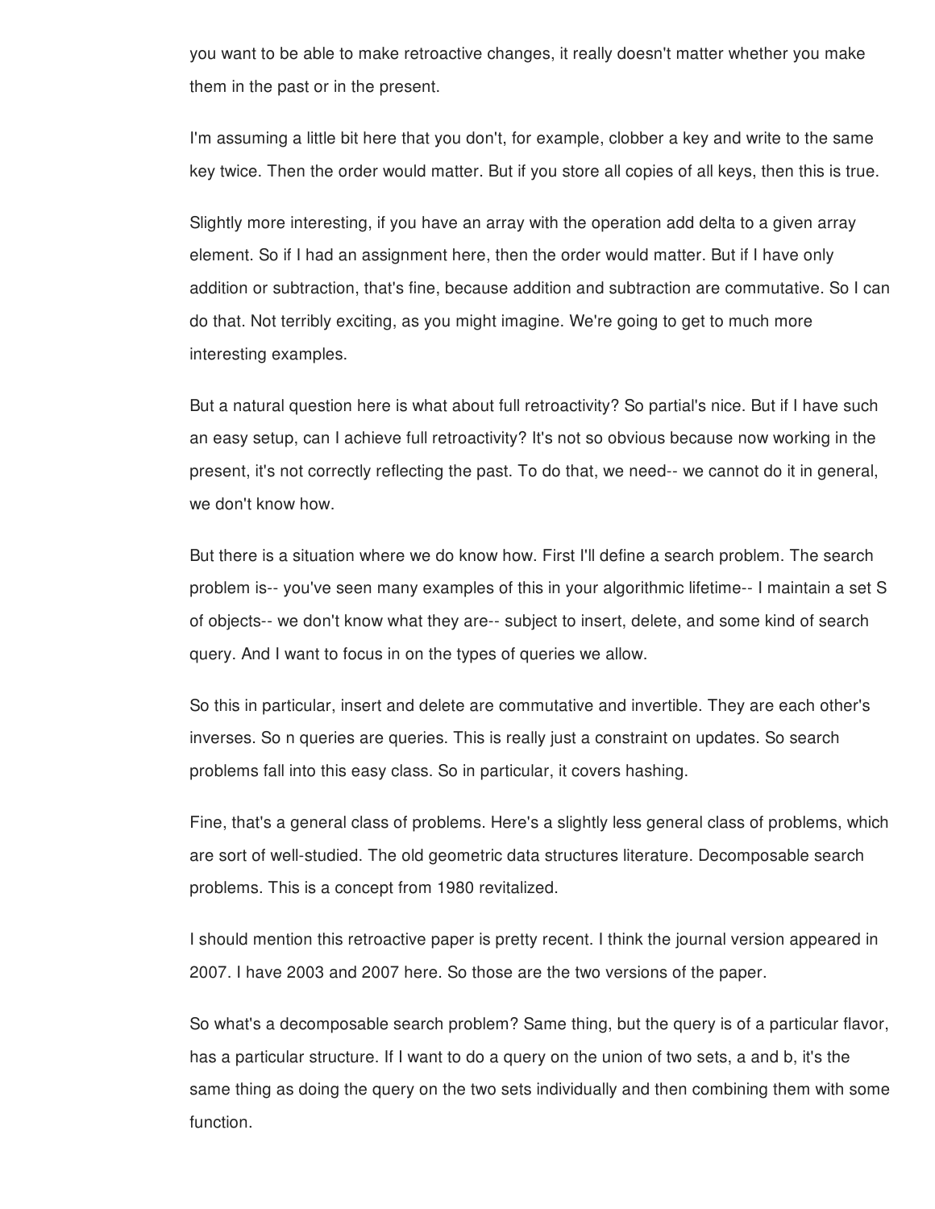you want to be able to make retroactive changes, it really doesn't matter whether you make them in the past or in the present.

I'm assuming a little bit here that you don't, for example, clobber a key and write to the same key twice. Then the order would matter. But if you store all copies of all keys, then this is true.

Slightly more interesting, if you have an array with the operation add delta to a given array element. So if I had an assignment here, then the order would matter. But if I have only addition or subtraction, that's fine, because addition and subtraction are commutative. So I can do that. Not terribly exciting, as you might imagine. We're going to get to much more interesting examples.

But a natural question here is what about full retroactivity? So partial's nice. But if I have such an easy setup, can I achieve full retroactivity? It's not so obvious because now working in the present, it's not correctly reflecting the past. To do that, we need-- we cannot do it in general, we don't know how.

But there is a situation where we do know how. First I'll define a search problem. The search problem is-- you've seen many examples of this in your algorithmic lifetime-- I maintain a set S of objects-- we don't know what they are-- subject to insert, delete, and some kind of search query. And I want to focus in on the types of queries we allow.

So this in particular, insert and delete are commutative and invertible. They are each other's inverses. So n queries are queries. This is really just a constraint on updates. So search problems fall into this easy class. So in particular, it covers hashing.

Fine, that's a general class of problems. Here's a slightly less general class of problems, which are sort of well-studied. The old geometric data structures literature. Decomposable search problems. This is a concept from 1980 revitalized.

I should mention this retroactive paper is pretty recent. I think the journal version appeared in 2007. I have 2003 and 2007 here. So those are the two versions of the paper.

So what's a decomposable search problem? Same thing, but the query is of a particular flavor, has a particular structure. If I want to do a query on the union of two sets, a and b, it's the same thing as doing the query on the two sets individually and then combining them with some function.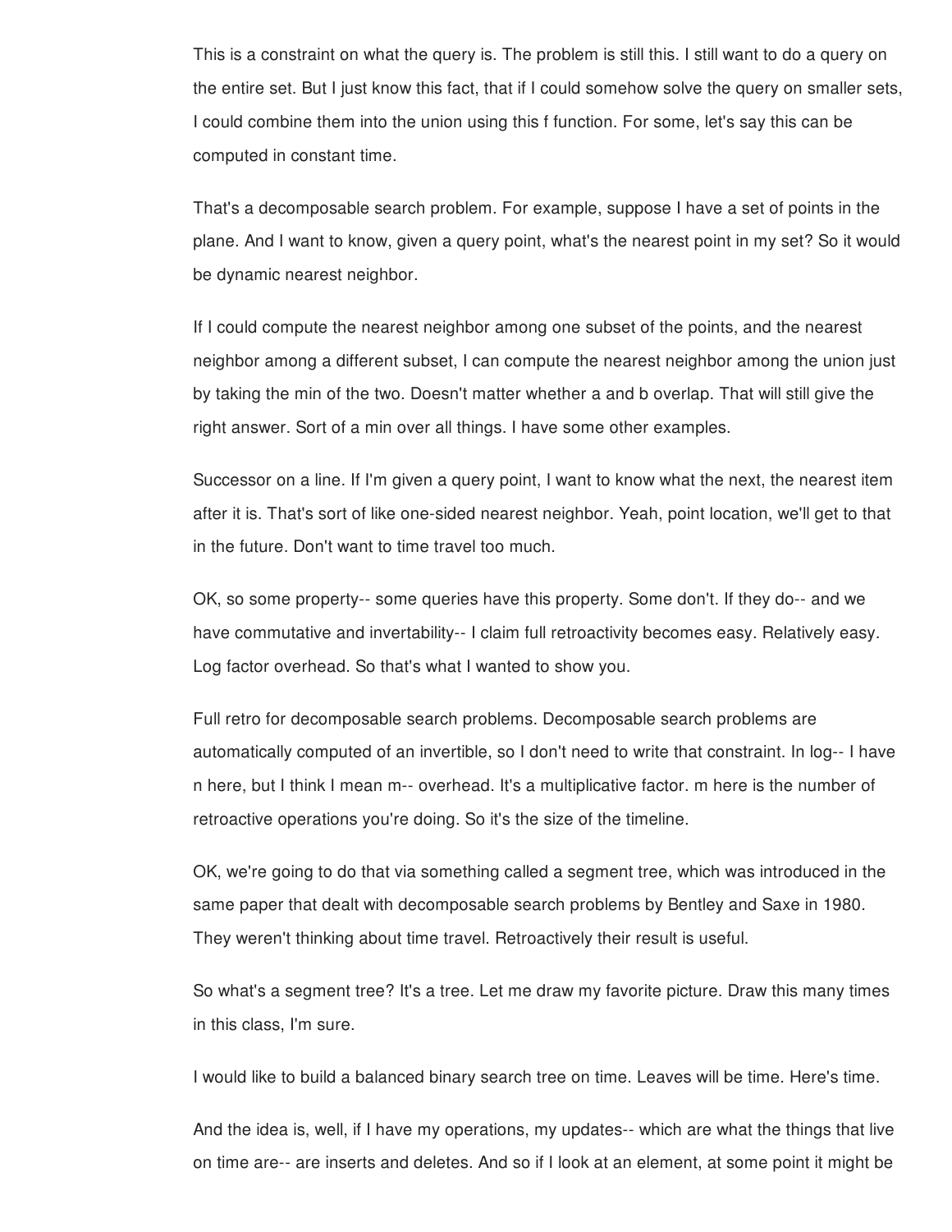This is a constraint on what the query is. The problem is still this. I still want to do a query on the entire set. But I just know this fact, that if I could somehow solve the query on smaller sets, I could combine them into the union using this f function. For some, let's say this can be computed in constant time.

That's a decomposable search problem. For example, suppose I have a set of points in the plane. And I want to know, given a query point, what's the nearest point in my set? So it would be dynamic nearest neighbor.

If I could compute the nearest neighbor among one subset of the points, and the nearest neighbor among a different subset, I can compute the nearest neighbor among the union just by taking the min of the two. Doesn't matter whether a and b overlap. That will still give the right answer. Sort of a min over all things. I have some other examples.

Successor on a line. If I'm given a query point, I want to know what the next, the nearest item after it is. That's sort of like one-sided nearest neighbor. Yeah, point location, we'll get to that in the future. Don't want to time travel too much.

OK, so some property-- some queries have this property. Some don't. If they do-- and we have commutative and invertability-- I claim full retroactivity becomes easy. Relatively easy. Log factor overhead. So that's what I wanted to show you.

Full retro for decomposable search problems. Decomposable search problems are automatically computed of an invertible, so I don't need to write that constraint. In log-- I have n here, but I think I mean m-- overhead. It's a multiplicative factor. m here is the number of retroactive operations you're doing. So it's the size of the timeline.

OK, we're going to do that via something called a segment tree, which was introduced in the same paper that dealt with decomposable search problems by Bentley and Saxe in 1980. They weren't thinking about time travel. Retroactively their result is useful.

So what's a segment tree? It's a tree. Let me draw my favorite picture. Draw this many times in this class, I'm sure.

I would like to build a balanced binary search tree on time. Leaves will be time. Here's time.

And the idea is, well, if I have my operations, my updates-- which are what the things that live on time are-- are inserts and deletes. And so if I look at an element, at some point it might be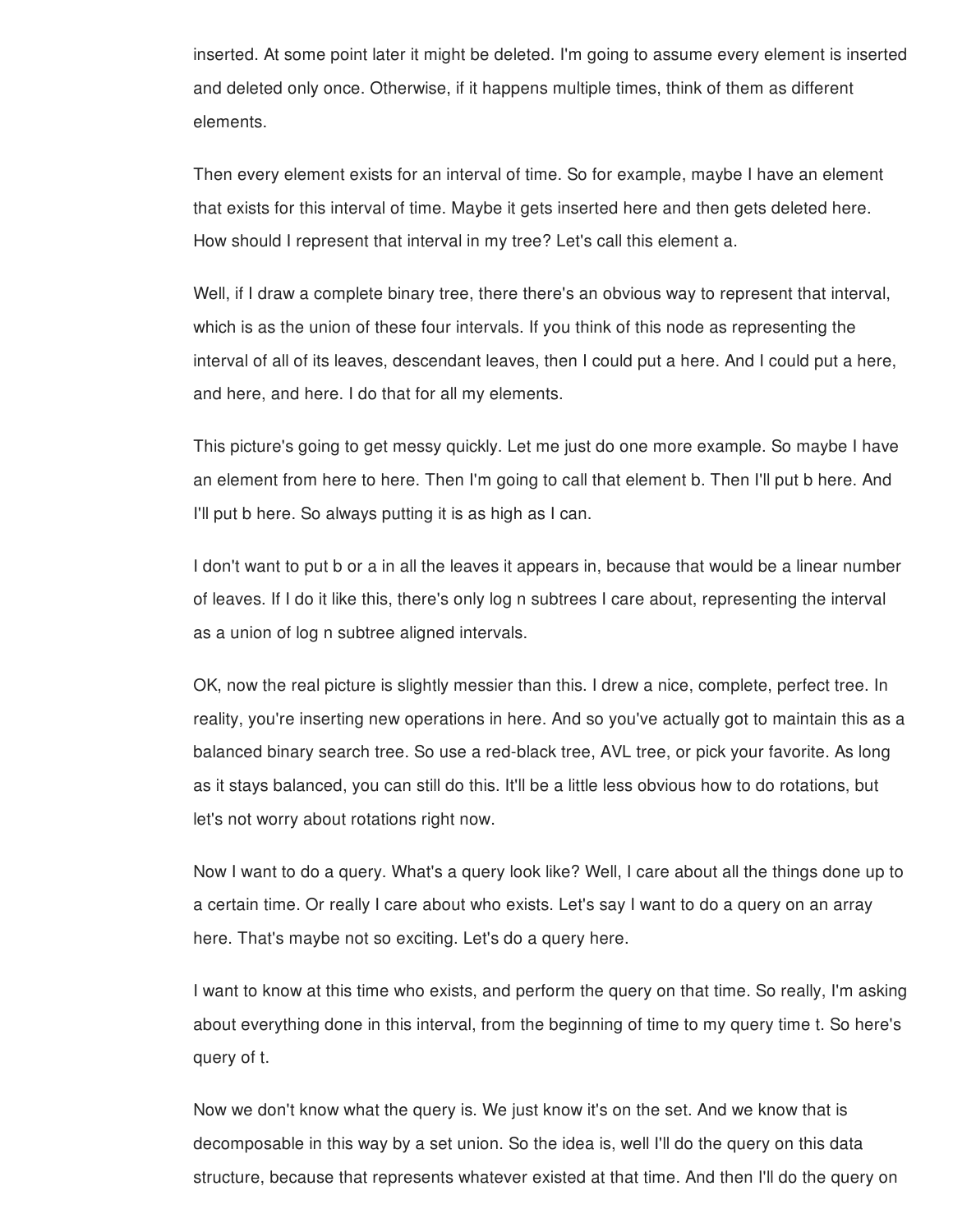inserted. At some point later it might be deleted. I'm going to assume every element is inserted and deleted only once. Otherwise, if it happens multiple times, think of them as different elements.

Then every element exists for an interval of time. So for example, maybe I have an element that exists for this interval of time. Maybe it gets inserted here and then gets deleted here. How should I represent that interval in my tree? Let's call this element a.

Well, if I draw a complete binary tree, there there's an obvious way to represent that interval, which is as the union of these four intervals. If you think of this node as representing the interval of all of its leaves, descendant leaves, then I could put a here. And I could put a here, and here, and here. I do that for all my elements.

This picture's going to get messy quickly. Let me just do one more example. So maybe I have an element from here to here. Then I'm going to call that element b. Then I'll put b here. And I'll put b here. So always putting it is as high as I can.

I don't want to put b or a in all the leaves it appears in, because that would be a linear number of leaves. If I do it like this, there's only log n subtrees I care about, representing the interval as a union of log n subtree aligned intervals.

OK, now the real picture is slightly messier than this. I drew a nice, complete, perfect tree. In reality, you're inserting new operations in here. And so you've actually got to maintain this as a balanced binary search tree. So use a red-black tree, AVL tree, or pick your favorite. As long as it stays balanced, you can still do this. It'll be a little less obvious how to do rotations, but let's not worry about rotations right now.

Now I want to do a query. What's a query look like? Well, I care about all the things done up to a certain time. Or really I care about who exists. Let's say I want to do a query on an array here. That's maybe not so exciting. Let's do a query here.

I want to know at this time who exists, and perform the query on that time. So really, I'm asking about everything done in this interval, from the beginning of time to my query time t. So here's query of t.

Now we don't know what the query is. We just know it's on the set. And we know that is decomposable in this way by a set union. So the idea is, well I'll do the query on this data structure, because that represents whatever existed at that time. And then I'll do the query on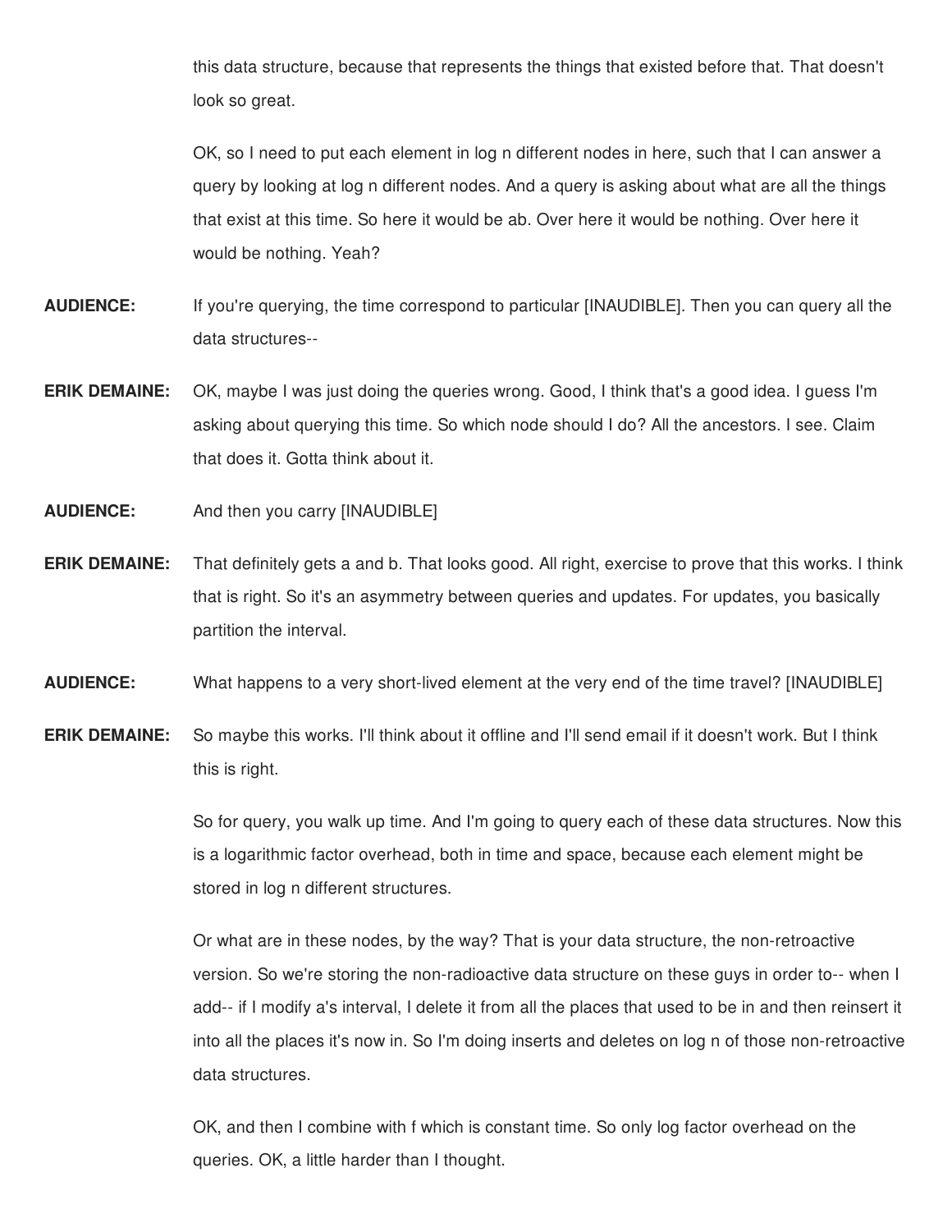this data structure, because that represents the things that existed before that. That doesn't look so great.

OK, so I need to put each element in log n different nodes in here, such that I can answer a query by looking at log n different nodes. And a query is asking about what are all the things that exist at this time. So here it would be ab. Over here it would be nothing. Over here it would be nothing. Yeah?

**AUDIENCE:** If you're querying, the time correspond to particular [INAUDIBLE]. Then you can query all the data structures--

**ERIK DEMAINE:** OK, maybe I was just doing the queries wrong. Good, I think that's a good idea. I guess I'm asking about querying this time. So which node should I do? All the ancestors. I see. Claim that does it. Gotta think about it.

**AUDIENCE:** And then you carry [INAUDIBLE]

**ERIK DEMAINE:** That definitely gets a and b. That looks good. All right, exercise to prove that this works. I think that is right. So it's an asymmetry between queries and updates. For updates, you basically partition the interval.

**AUDIENCE:** What happens to a very short-lived element at the very end of the time travel? [INAUDIBLE]

**ERIK DEMAINE:** So maybe this works. I'll think about it offline and I'll send email if it doesn't work. But I think this is right.

So for query, you walk up time. And I'm going to query each of these data structures. Now this is a logarithmic factor overhead, both in time and space, because each element might be stored in log n different structures.

Or what are in these nodes, by the way? That is your data structure, the non-retroactive version. So we're storing the non-radioactive data structure on these guys in order to-- when I add-- if I modify a's interval, I delete it from all the places that used to be in and then reinsert it into all the places it's now in. So I'm doing inserts and deletes on log n of those non-retroactive data structures.

OK, and then I combine with f which is constant time. So only log factor overhead on the queries. OK, a little harder than I thought.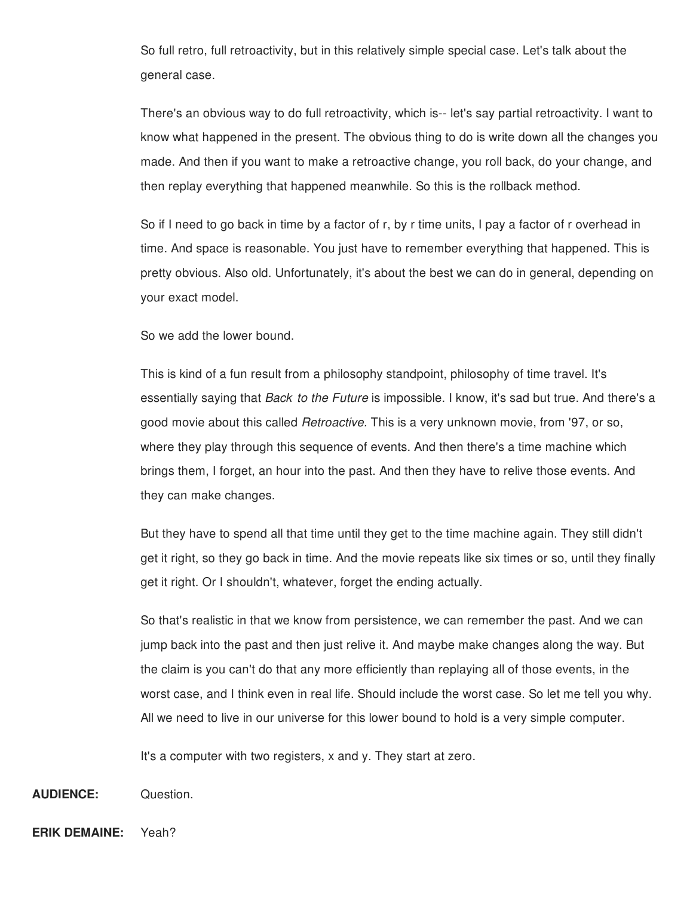So full retro, full retroactivity, but in this relatively simple special case. Let's talk about the general case.

There's an obvious way to do full retroactivity, which is-- let's say partial retroactivity. I want to know what happened in the present. The obvious thing to do is write down all the changes you made. And then if you want to make a retroactive change, you roll back, do your change, and then replay everything that happened meanwhile. So this is the rollback method.

So if I need to go back in time by a factor of r, by r time units, I pay a factor of r overhead in time. And space is reasonable. You just have to remember everything that happened. This is pretty obvious. Also old. Unfortunately, it's about the best we can do in general, depending on your exact model.

So we add the lower bound.

This is kind of a fun result from a philosophy standpoint, philosophy of time travel. It's essentially saying that *Back to the Future* is impossible. I know, it's sad but true. And there's a good movie about this called *Retroactive.* This is a very unknown movie, from '97, or so, where they play through this sequence of events. And then there's a time machine which brings them, I forget, an hour into the past. And then they have to relive those events. And they can make changes.

But they have to spend all that time until they get to the time machine again. They still didn't get it right, so they go back in time. And the movie repeats like six times or so, until they finally get it right. Or I shouldn't, whatever, forget the ending actually.

So that's realistic in that we know from persistence, we can remember the past. And we can jump back into the past and then just relive it. And maybe make changes along the way. But the claim is you can't do that any more efficiently than replaying all of those events, in the worst case, and I think even in real life. Should include the worst case. So let me tell you why. All we need to live in our universe for this lower bound to hold is a very simple computer.

It's a computer with two registers, x and y. They start at zero.

**AUDIENCE:** Question.

**ERIK DEMAINE:** Yeah?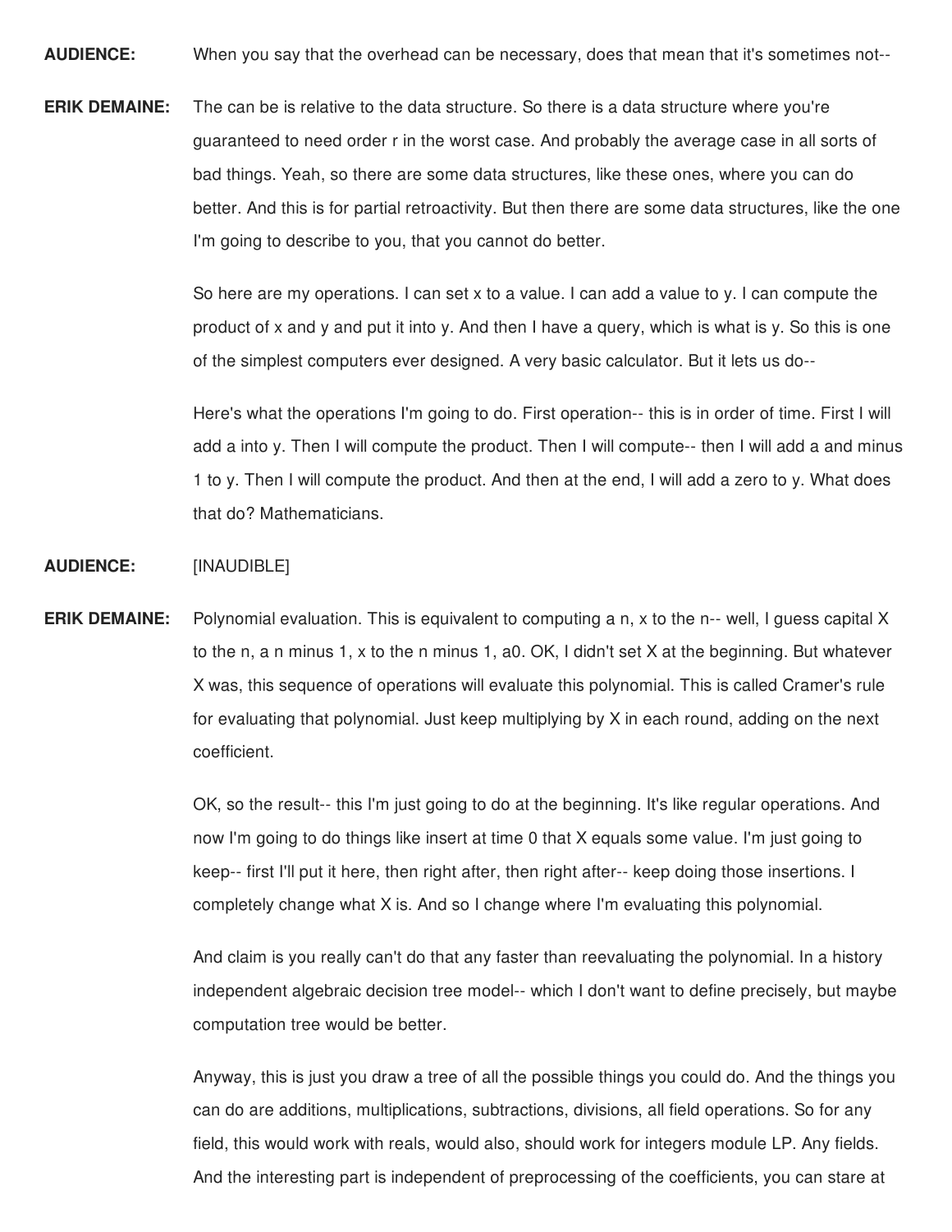**AUDIENCE:** When you say that the overhead can be necessary, does that mean that it's sometimes not--

**ERIK DEMAINE:** The can be is relative to the data structure. So there is a data structure where you're guaranteed to need order r in the worst case. And probably the average case in all sorts of bad things. Yeah, so there are some data structures, like these ones, where you can do better. And this is for partial retroactivity. But then there are some data structures, like the one I'm going to describe to you, that you cannot do better.

So here are my operations. I can set x to a value. I can add a value to y. I can compute the product of x and y and put it into y. And then I have a query, which is what is y. So this is one of the simplest computers ever designed. A very basic calculator. But it lets us do--

Here's what the operations I'm going to do. First operation-- this is in order of time. First I will add a into y. Then I will compute the product. Then I will compute-- then I will add a and minus 1 to y. Then I will compute the product. And then at the end, I will add a zero to y. What does that do? Mathematicians.

**AUDIENCE:** [INAUDIBLE]

**ERIK DEMAINE:** Polynomial evaluation. This is equivalent to computing a n, x to the n-- well, I guess capital X to the n, a n minus 1, x to the n minus 1, a0. OK, I didn't set X at the beginning. But whatever X was, this sequence of operations will evaluate this polynomial. This is called Cramer's rule for evaluating that polynomial. Just keep multiplying by X in each round, adding on the next coefficient.

OK, so the result-- this I'm just going to do at the beginning. It's like regular operations. And now I'm going to do things like insert at time 0 that X equals some value. I'm just going to keep-- first I'll put it here, then right after, then right after-- keep doing those insertions. I completely change what X is. And so I change where I'm evaluating this polynomial.

And claim is you really can't do that any faster than reevaluating the polynomial. In a history independent algebraic decision tree model-- which I don't want to define precisely, but maybe computation tree would be better.

Anyway, this is just you draw a tree of all the possible things you could do. And the things you can do are additions, multiplications, subtractions, divisions, all field operations. So for any field, this would work with reals, would also, should work for integers module LP. Any fields. And the interesting part is independent of preprocessing of the coefficients, you can stare at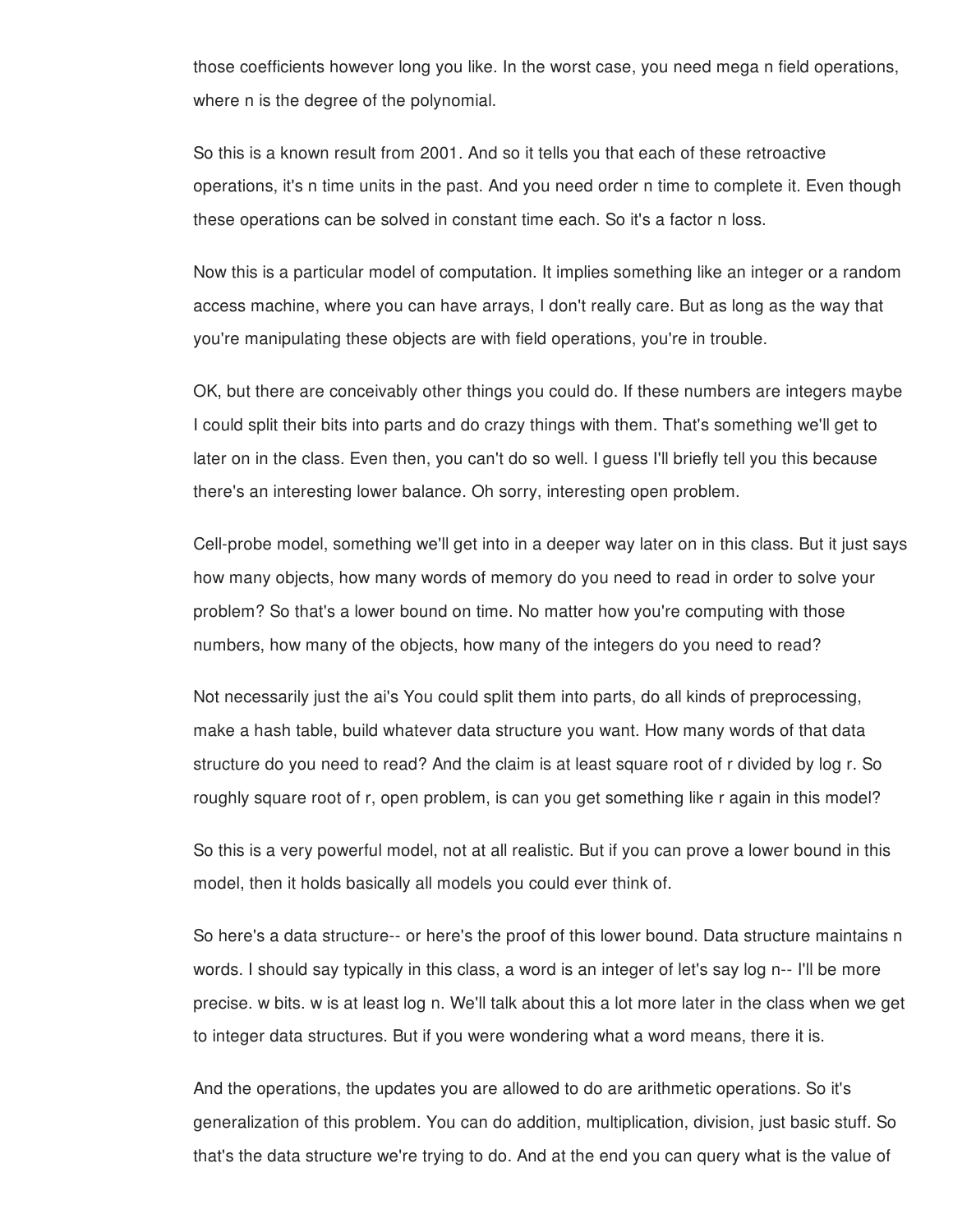those coefficients however long you like. In the worst case, you need mega n field operations, where n is the degree of the polynomial.

So this is a known result from 2001. And so it tells you that each of these retroactive operations, it's n time units in the past. And you need order n time to complete it. Even though these operations can be solved in constant time each. So it's a factor n loss.

Now this is a particular model of computation. It implies something like an integer or a random access machine, where you can have arrays, I don't really care. But as long as the way that you're manipulating these objects are with field operations, you're in trouble.

OK, but there are conceivably other things you could do. If these numbers are integers maybe I could split their bits into parts and do crazy things with them. That's something we'll get to later on in the class. Even then, you can't do so well. I guess I'll briefly tell you this because there's an interesting lower balance. Oh sorry, interesting open problem.

Cell-probe model, something we'll get into in a deeper way later on in this class. But it just says how many objects, how many words of memory do you need to read in order to solve your problem? So that's a lower bound on time. No matter how you're computing with those numbers, how many of the objects, how many of the integers do you need to read?

Not necessarily just the ai's You could split them into parts, do all kinds of preprocessing, make a hash table, build whatever data structure you want. How many words of that data structure do you need to read? And the claim is at least square root of r divided by log r. So roughly square root of r, open problem, is can you get something like r again in this model?

So this is a very powerful model, not at all realistic. But if you can prove a lower bound in this model, then it holds basically all models you could ever think of.

So here's a data structure-- or here's the proof of this lower bound. Data structure maintains n words. I should say typically in this class, a word is an integer of let's say log n-- I'll be more precise. w bits. w is at least log n. We'll talk about this a lot more later in the class when we get to integer data structures. But if you were wondering what a word means, there it is.

And the operations, the updates you are allowed to do are arithmetic operations. So it's generalization of this problem. You can do addition, multiplication, division, just basic stuff. So that's the data structure we're trying to do. And at the end you can query what is the value of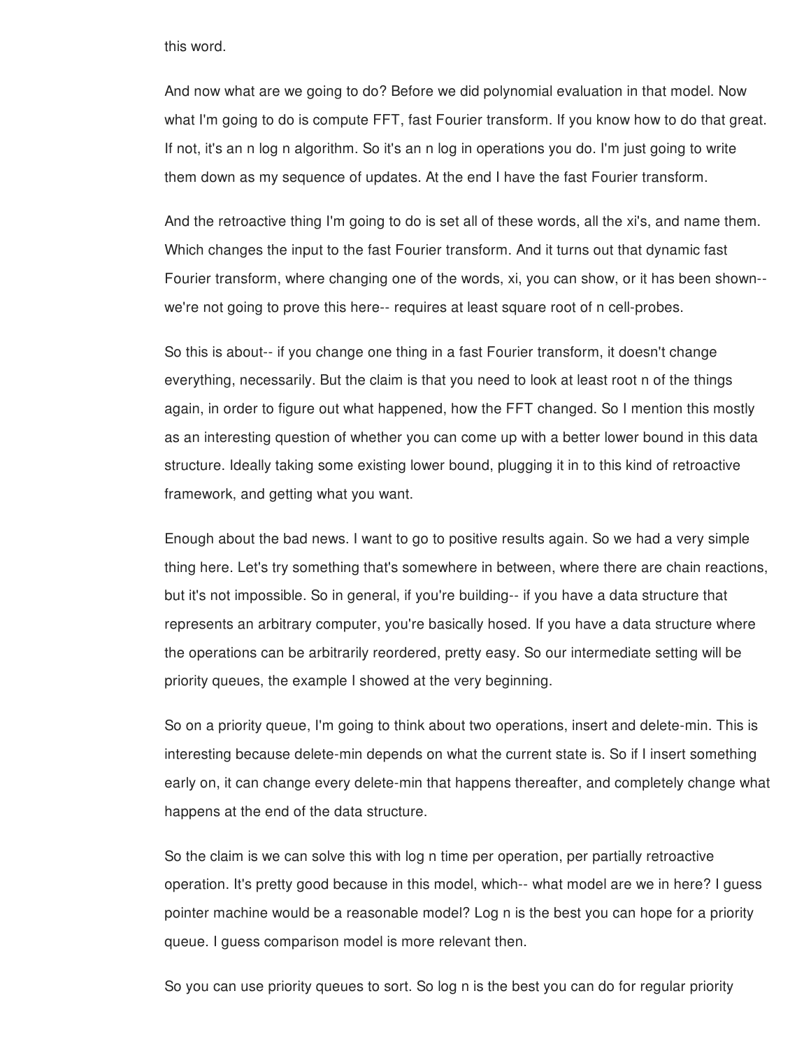this word.

And now what are we going to do? Before we did polynomial evaluation in that model. Now what I'm going to do is compute FFT, fast Fourier transform. If you know how to do that great. If not, it's an n log n algorithm. So it's an n log in operations you do. I'm just going to write them down as my sequence of updates. At the end I have the fast Fourier transform.

And the retroactive thing I'm going to do is set all of these words, all the xi's, and name them. Which changes the input to the fast Fourier transform. And it turns out that dynamic fast Fourier transform, where changing one of the words, xi, you can show, or it has been shown-- we're not going to prove this here-- requires at least square root of n cell-probes.

So this is about-- if you change one thing in a fast Fourier transform, it doesn't change everything, necessarily. But the claim is that you need to look at least root n of the things again, in order to figure out what happened, how the FFT changed. So I mention this mostly as an interesting question of whether you can come up with a better lower bound in this data structure. Ideally taking some existing lower bound, plugging it in to this kind of retroactive framework, and getting what you want.

Enough about the bad news. I want to go to positive results again. So we had a very simple thing here. Let's try something that's somewhere in between, where there are chain reactions, but it's not impossible. So in general, if you're building-- if you have a data structure that represents an arbitrary computer, you're basically hosed. If you have a data structure where the operations can be arbitrarily reordered, pretty easy. So our intermediate setting will be priority queues, the example I showed at the very beginning.

So on a priority queue, I'm going to think about two operations, insert and delete-min. This is interesting because delete-min depends on what the current state is. So if I insert something early on, it can change every delete-min that happens thereafter, and completely change what happens at the end of the data structure.

So the claim is we can solve this with log n time per operation, per partially retroactive operation. It's pretty good because in this model, which-- what model are we in here? I guess pointer machine would be a reasonable model? Log n is the best you can hope for a priority queue. I guess comparison model is more relevant then.

So you can use priority queues to sort. So log n is the best you can do for regular priority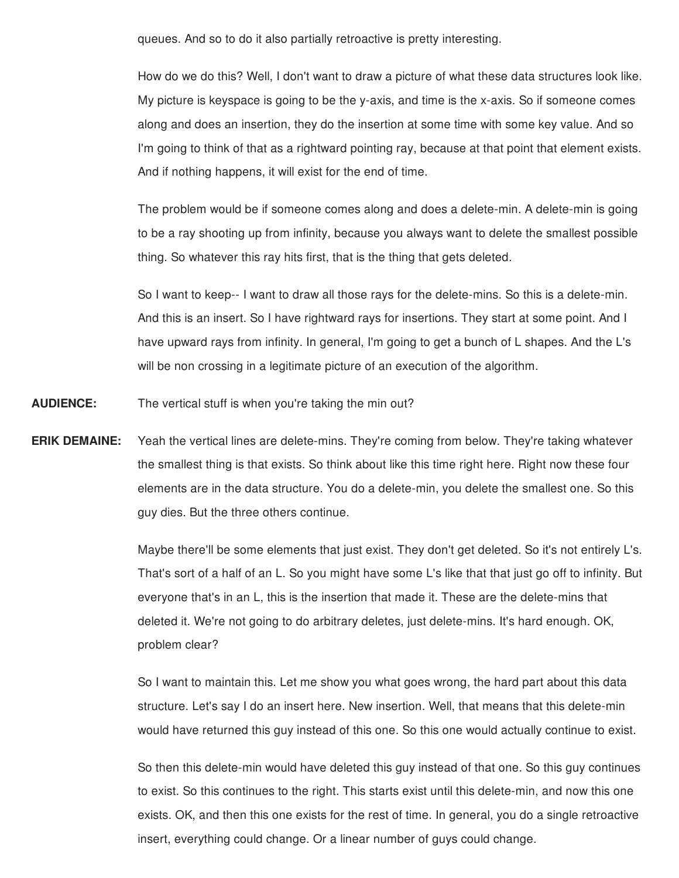queues. And so to do it also partially retroactive is pretty interesting.

How do we do this? Well, I don't want to draw a picture of what these data structures look like. My picture is keyspace is going to be the y-axis, and time is the x-axis. So if someone comes along and does an insertion, they do the insertion at some time with some key value. And so I'm going to think of that as a rightward pointing ray, because at that point that element exists. And if nothing happens, it will exist for the end of time.

The problem would be if someone comes along and does a delete-min. A delete-min is going to be a ray shooting up from infinity, because you always want to delete the smallest possible thing. So whatever this ray hits first, that is the thing that gets deleted.

So I want to keep-- I want to draw all those rays for the delete-mins. So this is a delete-min. And this is an insert. So I have rightward rays for insertions. They start at some point. And I have upward rays from infinity. In general, I'm going to get a bunch of L shapes. And the L's will be non crossing in a legitimate picture of an execution of the algorithm.

**AUDIENCE:** The vertical stuff is when you're taking the min out?

**ERIK DEMAINE:** Yeah the vertical lines are delete-mins. They're coming from below. They're taking whatever the smallest thing is that exists. So think about like this time right here. Right now these four elements are in the data structure. You do a delete-min, you delete the smallest one. So this guy dies. But the three others continue.

Maybe there'll be some elements that just exist. They don't get deleted. So it's not entirely L's. That's sort of a half of an L. So you might have some L's like that that just go off to infinity. But everyone that's in an L, this is the insertion that made it. These are the delete-mins that deleted it. We're not going to do arbitrary deletes, just delete-mins. It's hard enough. OK, problem clear?

So I want to maintain this. Let me show you what goes wrong, the hard part about this data structure. Let's say I do an insert here. New insertion. Well, that means that this delete-min would have returned this guy instead of this one. So this one would actually continue to exist.

So then this delete-min would have deleted this guy instead of that one. So this guy continues to exist. So this continues to the right. This starts exist until this delete-min, and now this one exists. OK, and then this one exists for the rest of time. In general, you do a single retroactive insert, everything could change. Or a linear number of guys could change.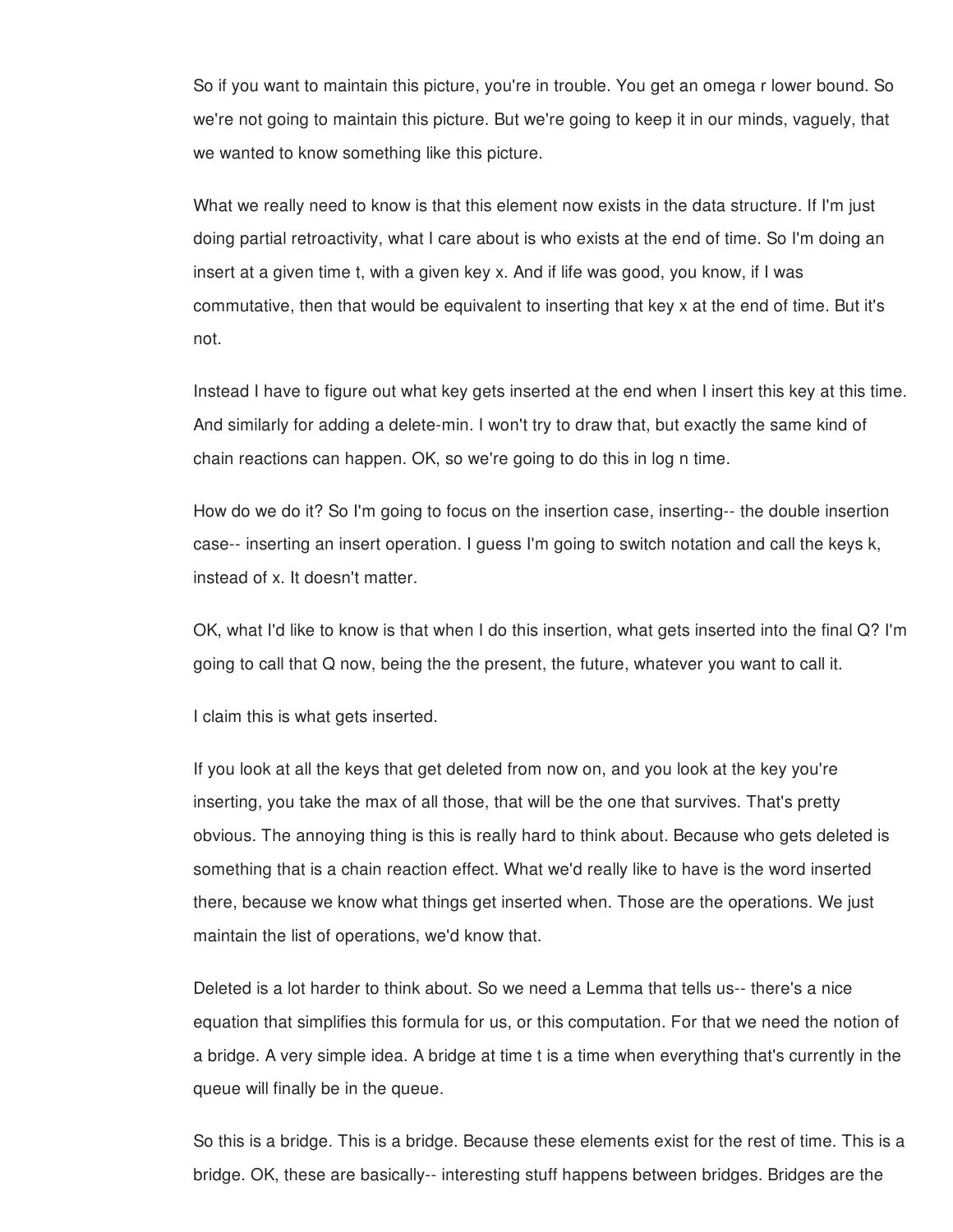So if you want to maintain this picture, you're in trouble. You get an omega r lower bound. So we're not going to maintain this picture. But we're going to keep it in our minds, vaguely, that we wanted to know something like this picture.

What we really need to know is that this element now exists in the data structure. If I'm just doing partial retroactivity, what I care about is who exists at the end of time. So I'm doing an insert at a given time t, with a given key x. And if life was good, you know, if I was commutative, then that would be equivalent to inserting that key x at the end of time. But it's not.

Instead I have to figure out what key gets inserted at the end when I insert this key at this time. And similarly for adding a delete-min. I won't try to draw that, but exactly the same kind of chain reactions can happen. OK, so we're going to do this in log n time.

How do we do it? So I'm going to focus on the insertion case, inserting-- the double insertion case-- inserting an insert operation. I guess I'm going to switch notation and call the keys k, instead of x. It doesn't matter.

OK, what I'd like to know is that when I do this insertion, what gets inserted into the final Q? I'm going to call that Q now, being the the present, the future, whatever you want to call it.

I claim this is what gets inserted.

If you look at all the keys that get deleted from now on, and you look at the key you're inserting, you take the max of all those, that will be the one that survives. That's pretty obvious. The annoying thing is this is really hard to think about. Because who gets deleted is something that is a chain reaction effect. What we'd really like to have is the word inserted there, because we know what things get inserted when. Those are the operations. We just maintain the list of operations, we'd know that.

Deleted is a lot harder to think about. So we need a Lemma that tells us-- there's a nice equation that simplifies this formula for us, or this computation. For that we need the notion of a bridge. A very simple idea. A bridge at time t is a time when everything that's currently in the queue will finally be in the queue.

So this is a bridge. This is a bridge. Because these elements exist for the rest of time. This is a bridge. OK, these are basically-- interesting stuff happens between bridges. Bridges are the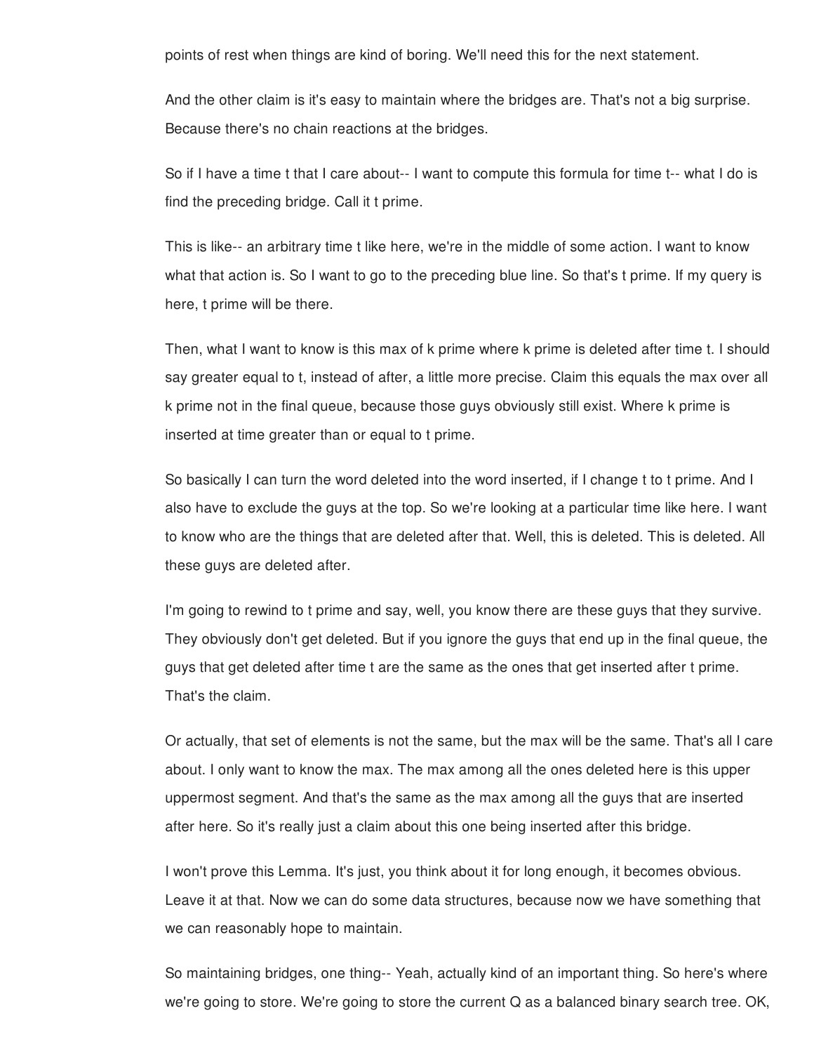points of rest when things are kind of boring. We'll need this for the next statement.

And the other claim is it's easy to maintain where the bridges are. That's not a big surprise. Because there's no chain reactions at the bridges.

So if I have a time t that I care about-- I want to compute this formula for time t-- what I do is find the preceding bridge. Call it t prime.

This is like-- an arbitrary time t like here, we're in the middle of some action. I want to know what that action is. So I want to go to the preceding blue line. So that's t prime. If my query is here, t prime will be there.

Then, what I want to know is this max of k prime where k prime is deleted after time t. I should say greater equal to t, instead of after, a little more precise. Claim this equals the max over all k prime not in the final queue, because those guys obviously still exist. Where k prime is inserted at time greater than or equal to t prime.

So basically I can turn the word deleted into the word inserted, if I change t to t prime. And I also have to exclude the guys at the top. So we're looking at a particular time like here. I want to know who are the things that are deleted after that. Well, this is deleted. This is deleted. All these guys are deleted after.

I'm going to rewind to t prime and say, well, you know there are these guys that they survive. They obviously don't get deleted. But if you ignore the guys that end up in the final queue, the guys that get deleted after time t are the same as the ones that get inserted after t prime. That's the claim.

Or actually, that set of elements is not the same, but the max will be the same. That's all I care about. I only want to know the max. The max among all the ones deleted here is this upper uppermost segment. And that's the same as the max among all the guys that are inserted after here. So it's really just a claim about this one being inserted after this bridge.

I won't prove this Lemma. It's just, you think about it for long enough, it becomes obvious. Leave it at that. Now we can do some data structures, because now we have something that we can reasonably hope to maintain.

So maintaining bridges, one thing-- Yeah, actually kind of an important thing. So here's where we're going to store. We're going to store the current Q as a balanced binary search tree. OK,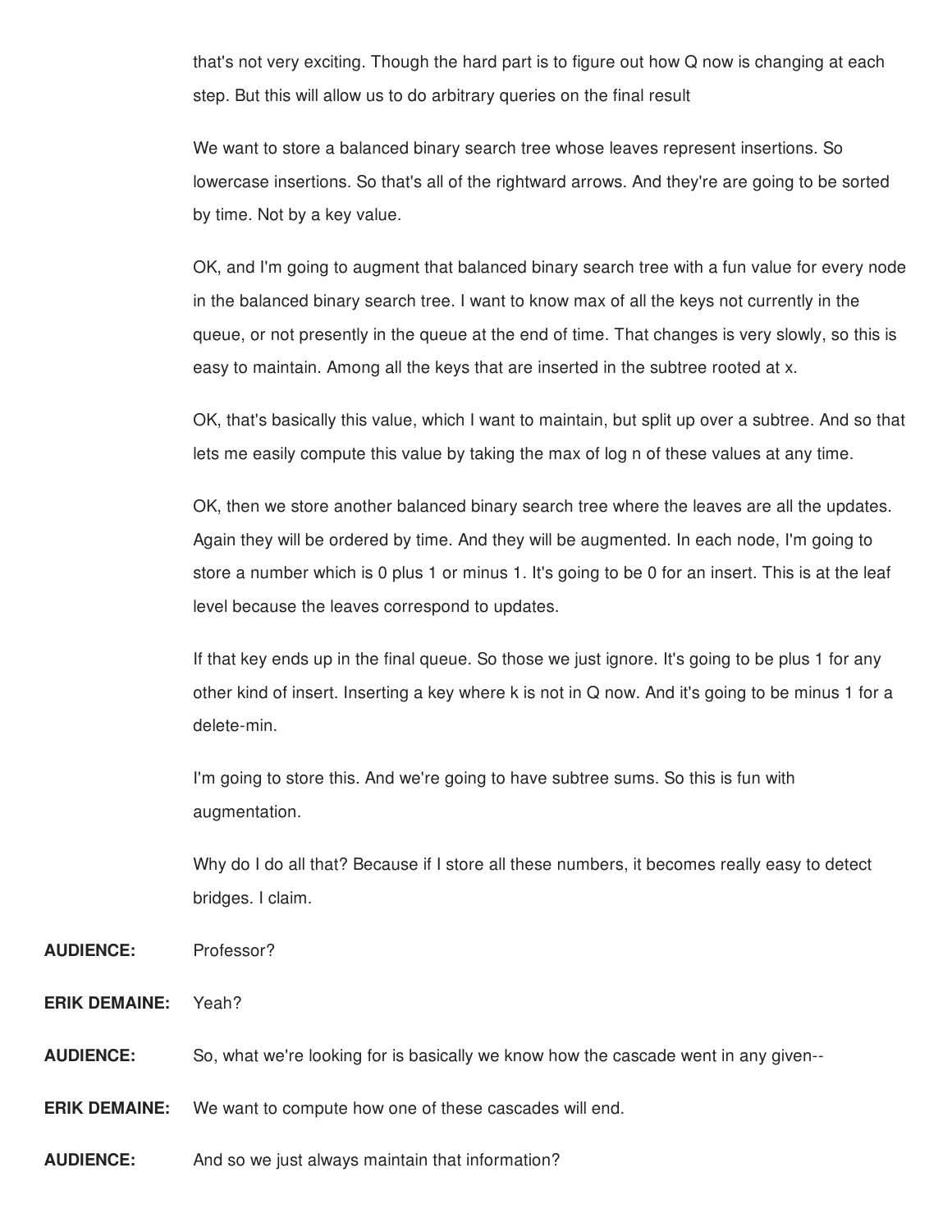that's not very exciting. Though the hard part is to figure out how Q now is changing at each step. But this will allow us to do arbitrary queries on the final result

We want to store a balanced binary search tree whose leaves represent insertions. So lowercase insertions. So that's all of the rightward arrows. And they're are going to be sorted by time. Not by a key value.

OK, and I'm going to augment that balanced binary search tree with a fun value for every node in the balanced binary search tree. I want to know max of all the keys not currently in the queue, or not presently in the queue at the end of time. That changes is very slowly, so this is easy to maintain. Among all the keys that are inserted in the subtree rooted at x.

OK, that's basically this value, which I want to maintain, but split up over a subtree. And so that lets me easily compute this value by taking the max of log n of these values at any time.

OK, then we store another balanced binary search tree where the leaves are all the updates. Again they will be ordered by time. And they will be augmented. In each node, I'm going to store a number which is 0 plus 1 or minus 1. It's going to be 0 for an insert. This is at the leaf level because the leaves correspond to updates.

If that key ends up in the final queue. So those we just ignore. It's going to be plus 1 for any other kind of insert. Inserting a key where k is not in Q now. And it's going to be minus 1 for a delete-min.

I'm going to store this. And we're going to have subtree sums. So this is fun with augmentation.

Why do I do all that? Because if I store all these numbers, it becomes really easy to detect bridges. I claim.

**AUDIENCE:** Professor?

**ERIK DEMAINE:** Yeah?

**AUDIENCE:** So, what we're looking for is basically we know how the cascade went in any given--

**ERIK DEMAINE:** We want to compute how one of these cascades will end.

**AUDIENCE:** And so we just always maintain that information?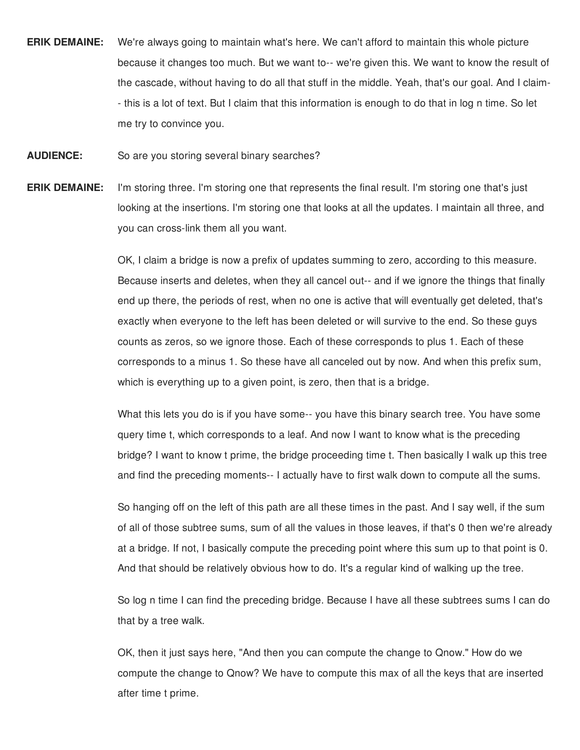**ERIK DEMAINE:** We're always going to maintain what's here. We can't afford to maintain this whole picture because it changes too much. But we want to-- we're given this. We want to know the result of the cascade, without having to do all that stuff in the middle. Yeah, that's our goal. And I claim-- this is a lot of text. But I claim that this information is enough to do that in log n time. So let me try to convince you.

**AUDIENCE:** So are you storing several binary searches?

**ERIK DEMAINE:** I'm storing three. I'm storing one that represents the final result. I'm storing one that's just looking at the insertions. I'm storing one that looks at all the updates. I maintain all three, and you can cross-link them all you want.

OK, I claim a bridge is now a prefix of updates summing to zero, according to this measure. Because inserts and deletes, when they all cancel out-- and if we ignore the things that finally end up there, the periods of rest, when no one is active that will eventually get deleted, that's exactly when everyone to the left has been deleted or will survive to the end. So these guys counts as zeros, so we ignore those. Each of these corresponds to plus 1. Each of these corresponds to a minus 1. So these have all canceled out by now. And when this prefix sum, which is everything up to a given point, is zero, then that is a bridge.

What this lets you do is if you have some-- you have this binary search tree. You have some query time t, which corresponds to a leaf. And now I want to know what is the preceding bridge? I want to know t prime, the bridge proceeding time t. Then basically I walk up this tree and find the preceding moments-- I actually have to first walk down to compute all the sums.

So hanging off on the left of this path are all these times in the past. And I say well, if the sum of all of those subtree sums, sum of all the values in those leaves, if that's 0 then we're already at a bridge. If not, I basically compute the preceding point where this sum up to that point is 0. And that should be relatively obvious how to do. It's a regular kind of walking up the tree.

So log n time I can find the preceding bridge. Because I have all these subtrees sums I can do that by a tree walk.

OK, then it just says here, "And then you can compute the change to Qnow." How do we compute the change to Qnow? We have to compute this max of all the keys that are inserted after time t prime.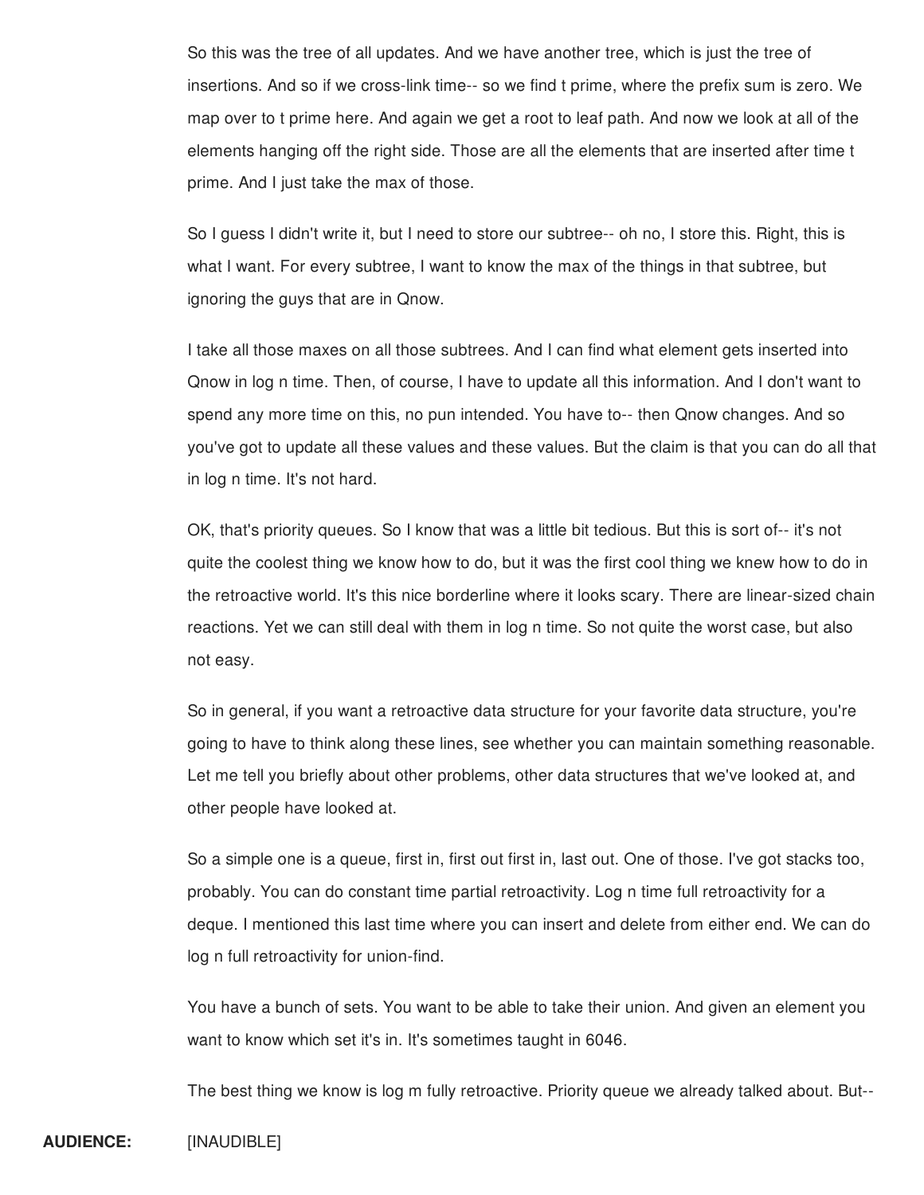So this was the tree of all updates. And we have another tree, which is just the tree of insertions. And so if we cross-link time-- so we find t prime, where the prefix sum is zero. We map over to t prime here. And again we get a root to leaf path. And now we look at all of the elements hanging off the right side. Those are all the elements that are inserted after time t prime. And I just take the max of those.

So I guess I didn't write it, but I need to store our subtree-- oh no, I store this. Right, this is what I want. For every subtree, I want to know the max of the things in that subtree, but ignoring the guys that are in Qnow.

I take all those maxes on all those subtrees. And I can find what element gets inserted into Qnow in log n time. Then, of course, I have to update all this information. And I don't want to spend any more time on this, no pun intended. You have to-- then Qnow changes. And so you've got to update all these values and these values. But the claim is that you can do all that in log n time. It's not hard.

OK, that's priority queues. So I know that was a little bit tedious. But this is sort of-- it's not quite the coolest thing we know how to do, but it was the first cool thing we knew how to do in the retroactive world. It's this nice borderline where it looks scary. There are linear-sized chain reactions. Yet we can still deal with them in log n time. So not quite the worst case, but also not easy.

So in general, if you want a retroactive data structure for your favorite data structure, you're going to have to think along these lines, see whether you can maintain something reasonable. Let me tell you briefly about other problems, other data structures that we've looked at, and other people have looked at.

So a simple one is a queue, first in, first out first in, last out. One of those. I've got stacks too, probably. You can do constant time partial retroactivity. Log n time full retroactivity for a deque. I mentioned this last time where you can insert and delete from either end. We can do log n full retroactivity for union-find.

You have a bunch of sets. You want to be able to take their union. And given an element you want to know which set it's in. It's sometimes taught in 6046.

The best thing we know is log m fully retroactive. Priority queue we already talked about. But--

**AUDIENCE:** [INAUDIBLE]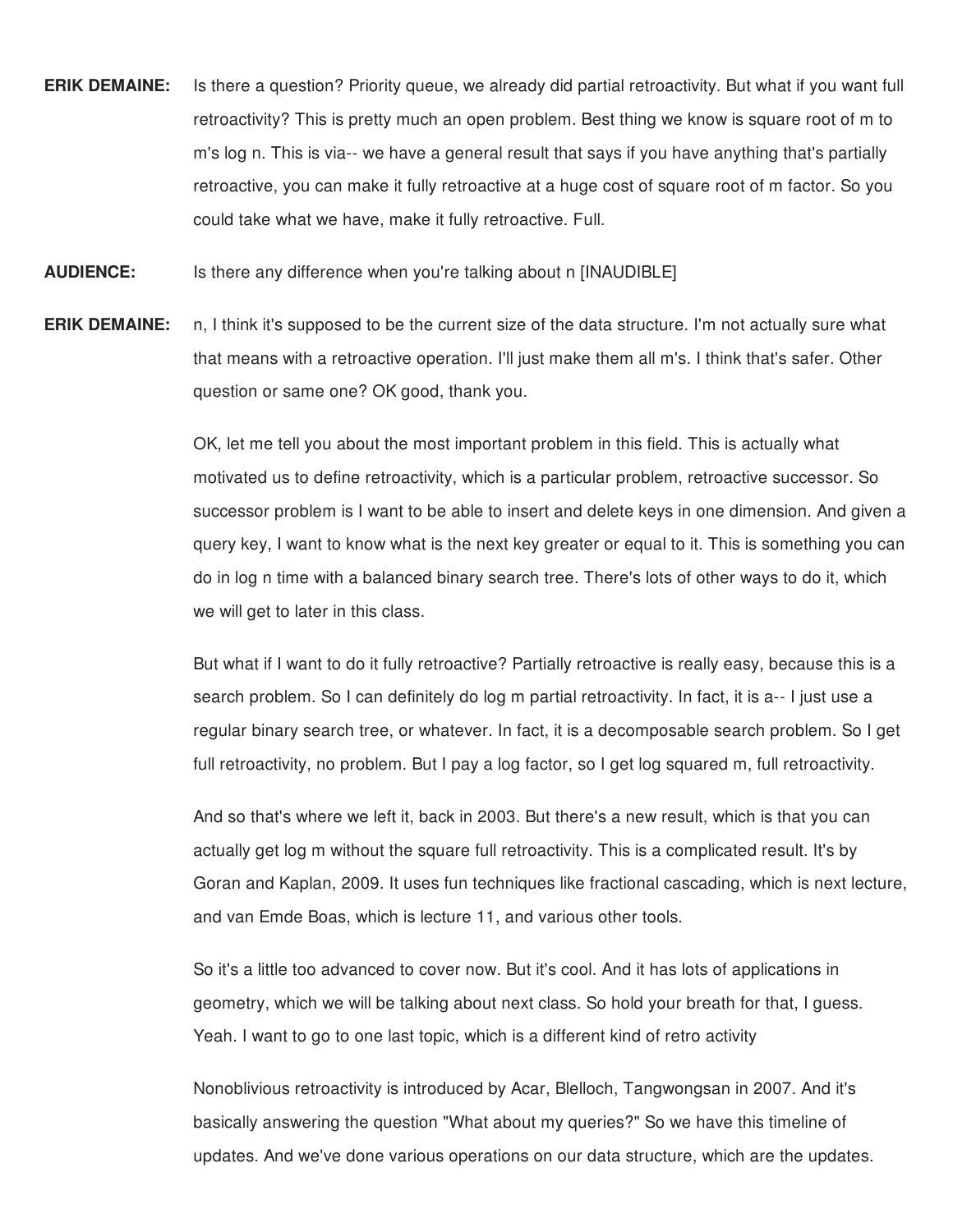**ERIK DEMAINE:** Is there a question? Priority queue, we already did partial retroactivity. But what if you want full retroactivity? This is pretty much an open problem. Best thing we know is square root of m to m's log n. This is via-- we have a general result that says if you have anything that's partially retroactive, you can make it fully retroactive at a huge cost of square root of m factor. So you could take what we have, make it fully retroactive. Full.

**AUDIENCE:** Is there any difference when you're talking about n [INAUDIBLE]

**ERIK DEMAINE:** n, I think it's supposed to be the current size of the data structure. I'm not actually sure what that means with a retroactive operation. I'll just make them all m's. I think that's safer. Other question or same one? OK good, thank you.

OK, let me tell you about the most important problem in this field. This is actually what motivated us to define retroactivity, which is a particular problem, retroactive successor. So successor problem is I want to be able to insert and delete keys in one dimension. And given a query key, I want to know what is the next key greater or equal to it. This is something you can do in log n time with a balanced binary search tree. There's lots of other ways to do it, which we will get to later in this class.

But what if I want to do it fully retroactive? Partially retroactive is really easy, because this is a search problem. So I can definitely do log m partial retroactivity. In fact, it is a-- I just use a regular binary search tree, or whatever. In fact, it is a decomposable search problem. So I get full retroactivity, no problem. But I pay a log factor, so I get log squared m, full retroactivity.

And so that's where we left it, back in 2003. But there's a new result, which is that you can actually get log m without the square full retroactivity. This is a complicated result. It's by Goran and Kaplan, 2009. It uses fun techniques like fractional cascading, which is next lecture, and van Emde Boas, which is lecture 11, and various other tools.

So it's a little too advanced to cover now. But it's cool. And it has lots of applications in geometry, which we will be talking about next class. So hold your breath for that, I guess. Yeah. I want to go to one last topic, which is a different kind of retro activity

Nonoblivious retroactivity is introduced by Acar, Blelloch, Tangwongsan in 2007. And it's basically answering the question "What about my queries?" So we have this timeline of updates. And we've done various operations on our data structure, which are the updates.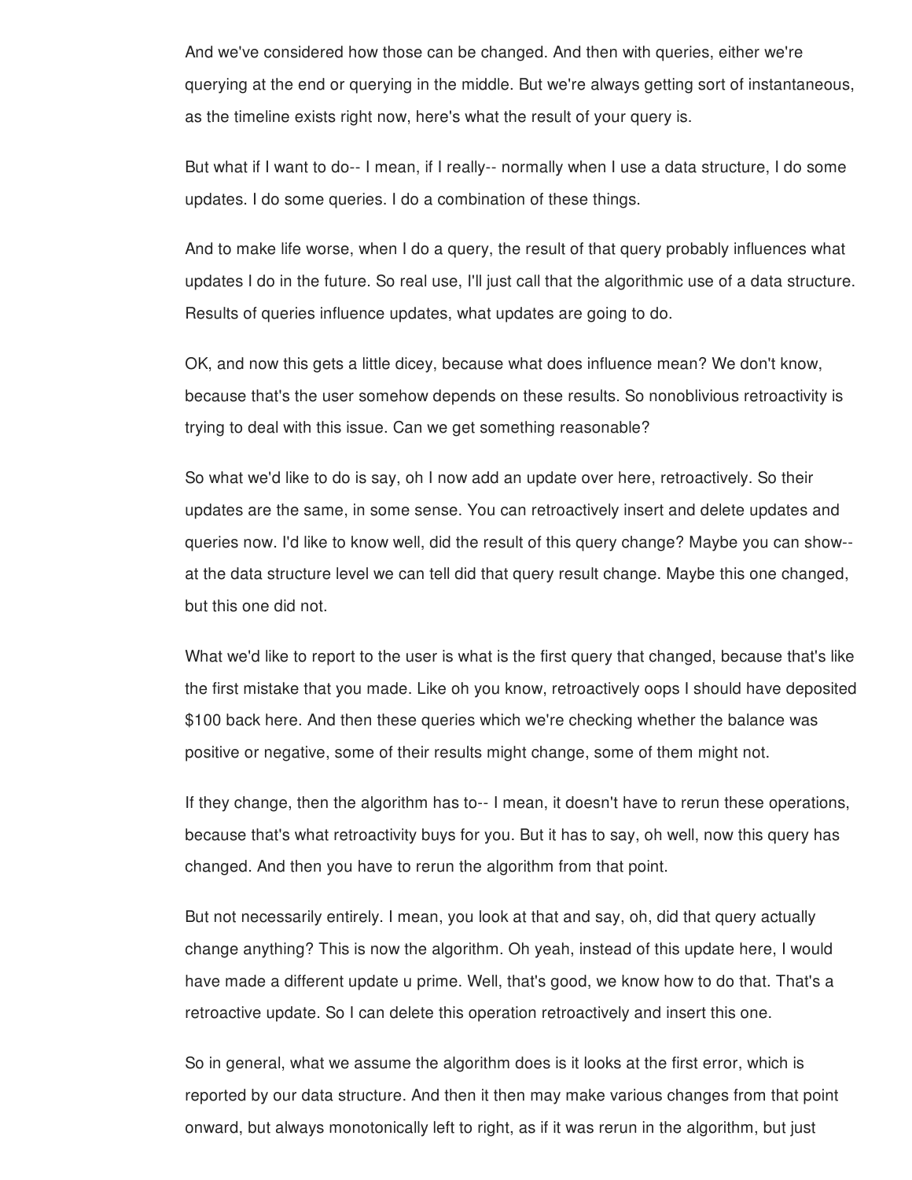And we've considered how those can be changed. And then with queries, either we're querying at the end or querying in the middle. But we're always getting sort of instantaneous, as the timeline exists right now, here's what the result of your query is.

But what if I want to do-- I mean, if I really-- normally when I use a data structure, I do some updates. I do some queries. I do a combination of these things.

And to make life worse, when I do a query, the result of that query probably influences what updates I do in the future. So real use, I'll just call that the algorithmic use of a data structure. Results of queries influence updates, what updates are going to do.

OK, and now this gets a little dicey, because what does influence mean? We don't know, because that's the user somehow depends on these results. So nonoblivious retroactivity is trying to deal with this issue. Can we get something reasonable?

So what we'd like to do is say, oh I now add an update over here, retroactively. So their updates are the same, in some sense. You can retroactively insert and delete updates and queries now. I'd like to know well, did the result of this query change? Maybe you can show-- at the data structure level we can tell did that query result change. Maybe this one changed, but this one did not.

What we'd like to report to the user is what is the first query that changed, because that's like the first mistake that you made. Like oh you know, retroactively oops I should have deposited $100 back here. And then these queries which we're checking whether the balance was positive or negative, some of their results might change, some of them might not.

If they change, then the algorithm has to-- I mean, it doesn't have to rerun these operations, because that's what retroactivity buys for you. But it has to say, oh well, now this query has changed. And then you have to rerun the algorithm from that point.

But not necessarily entirely. I mean, you look at that and say, oh, did that query actually change anything? This is now the algorithm. Oh yeah, instead of this update here, I would have made a different update u prime. Well, that's good, we know how to do that. That's a retroactive update. So I can delete this operation retroactively and insert this one.

So in general, what we assume the algorithm does is it looks at the first error, which is reported by our data structure. And then it then may make various changes from that point onward, but always monotonically left to right, as if it was rerun in the algorithm, but just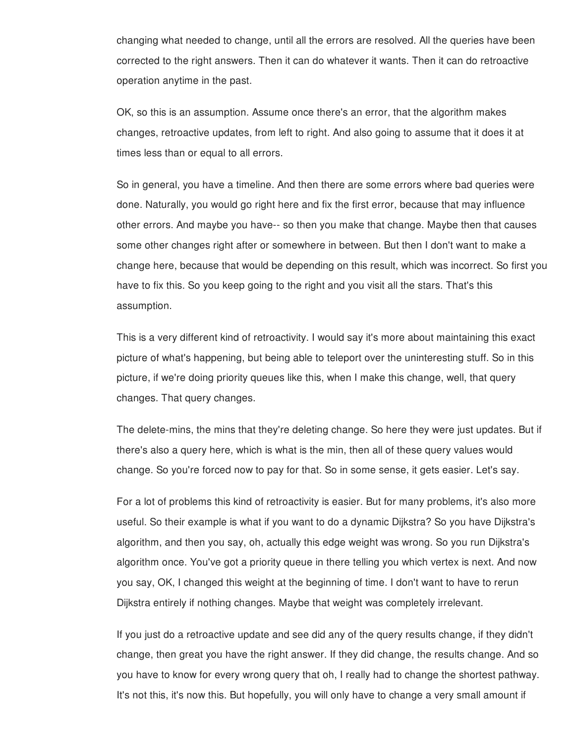changing what needed to change, until all the errors are resolved. All the queries have been corrected to the right answers. Then it can do whatever it wants. Then it can do retroactive operation anytime in the past.

OK, so this is an assumption. Assume once there's an error, that the algorithm makes changes, retroactive updates, from left to right. And also going to assume that it does it at times less than or equal to all errors.

So in general, you have a timeline. And then there are some errors where bad queries were done. Naturally, you would go right here and fix the first error, because that may influence other errors. And maybe you have-- so then you make that change. Maybe then that causes some other changes right after or somewhere in between. But then I don't want to make a change here, because that would be depending on this result, which was incorrect. So first you have to fix this. So you keep going to the right and you visit all the stars. That's this assumption.

This is a very different kind of retroactivity. I would say it's more about maintaining this exact picture of what's happening, but being able to teleport over the uninteresting stuff. So in this picture, if we're doing priority queues like this, when I make this change, well, that query changes. That query changes.

The delete-mins, the mins that they're deleting change. So here they were just updates. But if there's also a query here, which is what is the min, then all of these query values would change. So you're forced now to pay for that. So in some sense, it gets easier. Let's say.

For a lot of problems this kind of retroactivity is easier. But for many problems, it's also more useful. So their example is what if you want to do a dynamic Dijkstra? So you have Dijkstra's algorithm, and then you say, oh, actually this edge weight was wrong. So you run Dijkstra's algorithm once. You've got a priority queue in there telling you which vertex is next. And now you say, OK, I changed this weight at the beginning of time. I don't want to have to rerun Dijkstra entirely if nothing changes. Maybe that weight was completely irrelevant.

If you just do a retroactive update and see did any of the query results change, if they didn't change, then great you have the right answer. If they did change, the results change. And so you have to know for every wrong query that oh, I really had to change the shortest pathway. It's not this, it's now this. But hopefully, you will only have to change a very small amount if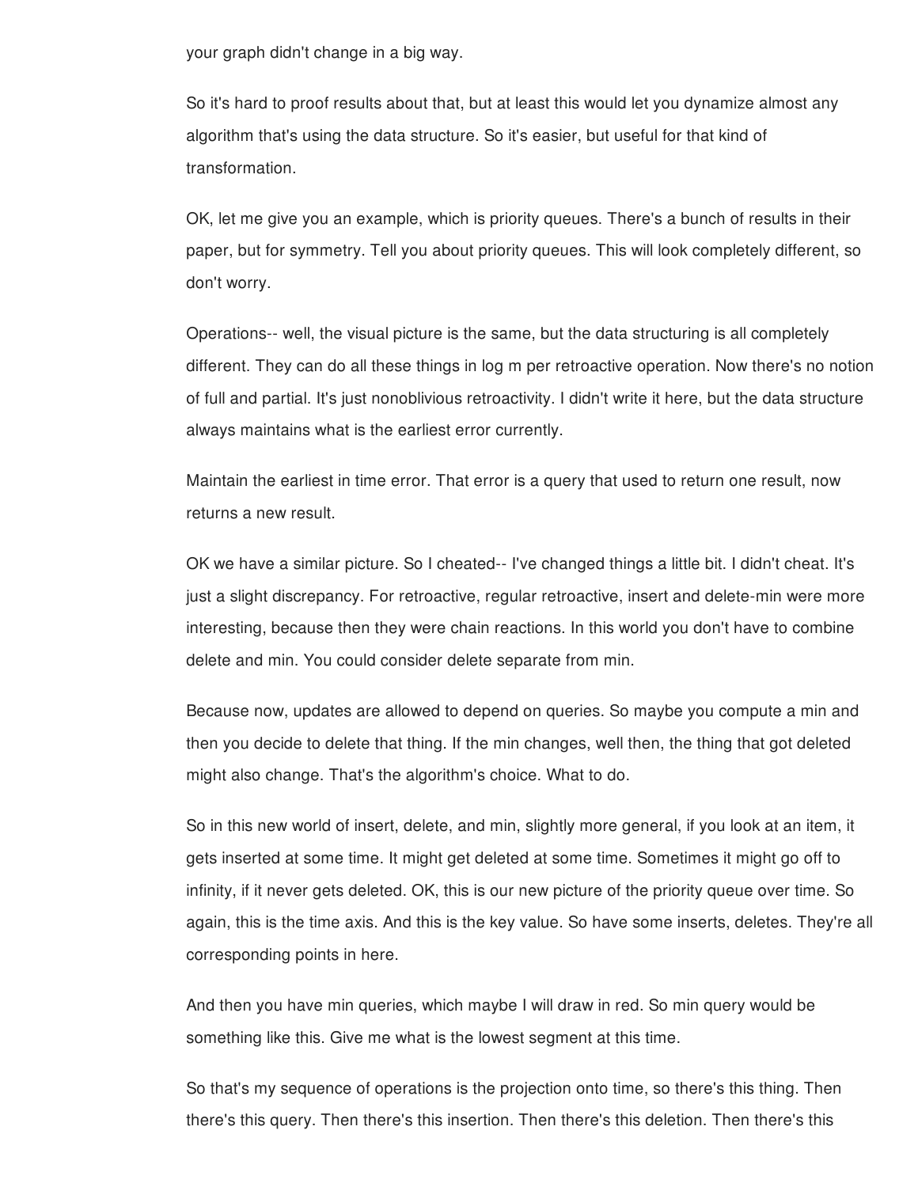your graph didn't change in a big way.

So it's hard to proof results about that, but at least this would let you dynamize almost any algorithm that's using the data structure. So it's easier, but useful for that kind of transformation.

OK, let me give you an example, which is priority queues. There's a bunch of results in their paper, but for symmetry. Tell you about priority queues. This will look completely different, so don't worry.

Operations-- well, the visual picture is the same, but the data structuring is all completely different. They can do all these things in log m per retroactive operation. Now there's no notion of full and partial. It's just nonoblivious retroactivity. I didn't write it here, but the data structure always maintains what is the earliest error currently.

Maintain the earliest in time error. That error is a query that used to return one result, now returns a new result.

OK we have a similar picture. So I cheated-- I've changed things a little bit. I didn't cheat. It's just a slight discrepancy. For retroactive, regular retroactive, insert and delete-min were more interesting, because then they were chain reactions. In this world you don't have to combine delete and min. You could consider delete separate from min.

Because now, updates are allowed to depend on queries. So maybe you compute a min and then you decide to delete that thing. If the min changes, well then, the thing that got deleted might also change. That's the algorithm's choice. What to do.

So in this new world of insert, delete, and min, slightly more general, if you look at an item, it gets inserted at some time. It might get deleted at some time. Sometimes it might go off to infinity, if it never gets deleted. OK, this is our new picture of the priority queue over time. So again, this is the time axis. And this is the key value. So have some inserts, deletes. They're all corresponding points in here.

And then you have min queries, which maybe I will draw in red. So min query would be something like this. Give me what is the lowest segment at this time.

So that's my sequence of operations is the projection onto time, so there's this thing. Then there's this query. Then there's this insertion. Then there's this deletion. Then there's this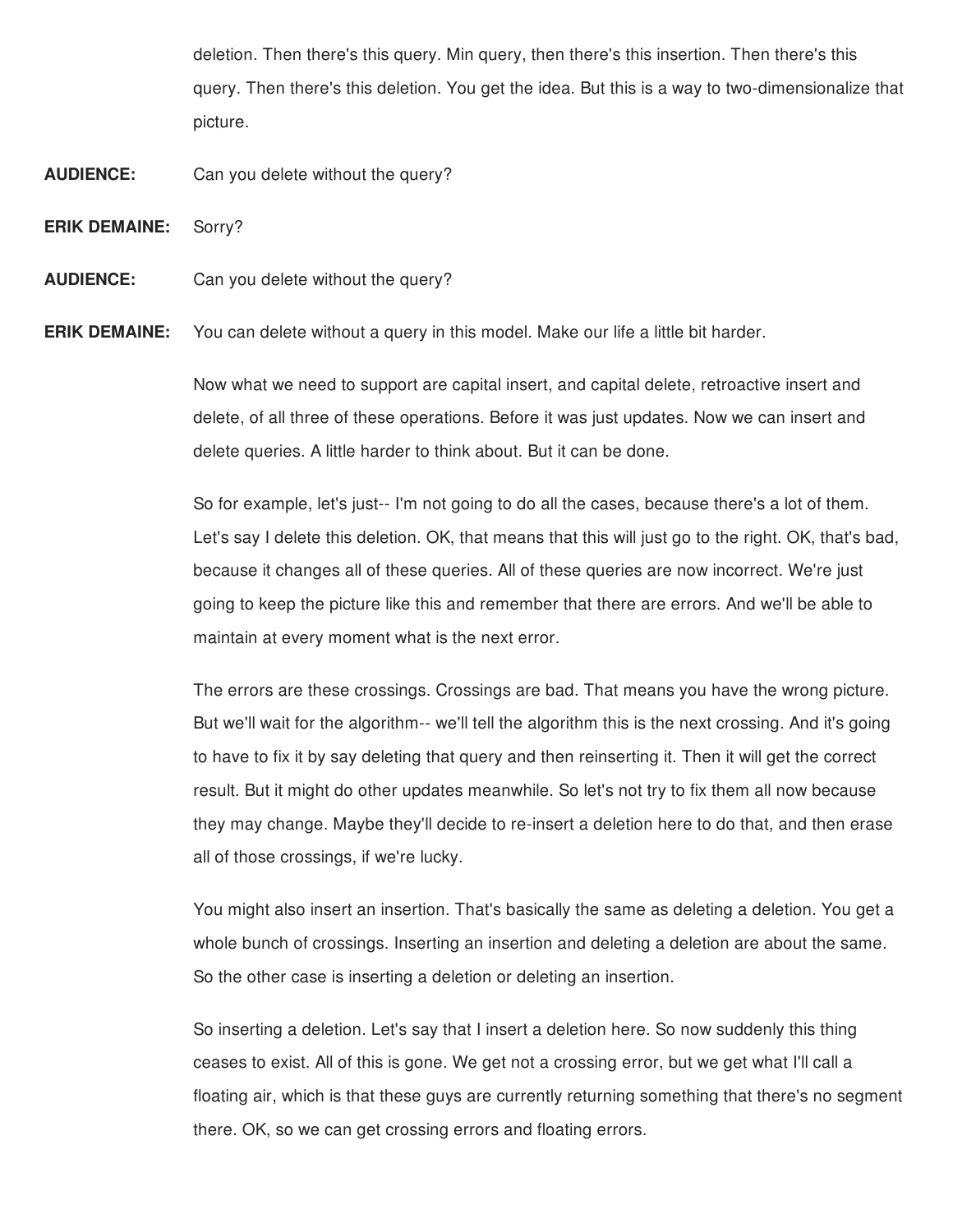deletion. Then there's this query. Min query, then there's this insertion. Then there's this query. Then there's this deletion. You get the idea. But this is a way to two-dimensionalize that picture.

**AUDIENCE:** Can you delete without the query?

**ERIK DEMAINE:** Sorry?

**AUDIENCE:** Can you delete without the query?

**ERIK DEMAINE:** You can delete without a query in this model. Make our life a little bit harder.

Now what we need to support are capital insert, and capital delete, retroactive insert and delete, of all three of these operations. Before it was just updates. Now we can insert and delete queries. A little harder to think about. But it can be done.

So for example, let's just-- I'm not going to do all the cases, because there's a lot of them. Let's say I delete this deletion. OK, that means that this will just go to the right. OK, that's bad, because it changes all of these queries. All of these queries are now incorrect. We're just going to keep the picture like this and remember that there are errors. And we'll be able to maintain at every moment what is the next error.

The errors are these crossings. Crossings are bad. That means you have the wrong picture. But we'll wait for the algorithm-- we'll tell the algorithm this is the next crossing. And it's going to have to fix it by say deleting that query and then reinserting it. Then it will get the correct result. But it might do other updates meanwhile. So let's not try to fix them all now because they may change. Maybe they'll decide to re-insert a deletion here to do that, and then erase all of those crossings, if we're lucky.

You might also insert an insertion. That's basically the same as deleting a deletion. You get a whole bunch of crossings. Inserting an insertion and deleting a deletion are about the same. So the other case is inserting a deletion or deleting an insertion.

So inserting a deletion. Let's say that I insert a deletion here. So now suddenly this thing ceases to exist. All of this is gone. We get not a crossing error, but we get what I'll call a floating air, which is that these guys are currently returning something that there's no segment there. OK, so we can get crossing errors and floating errors.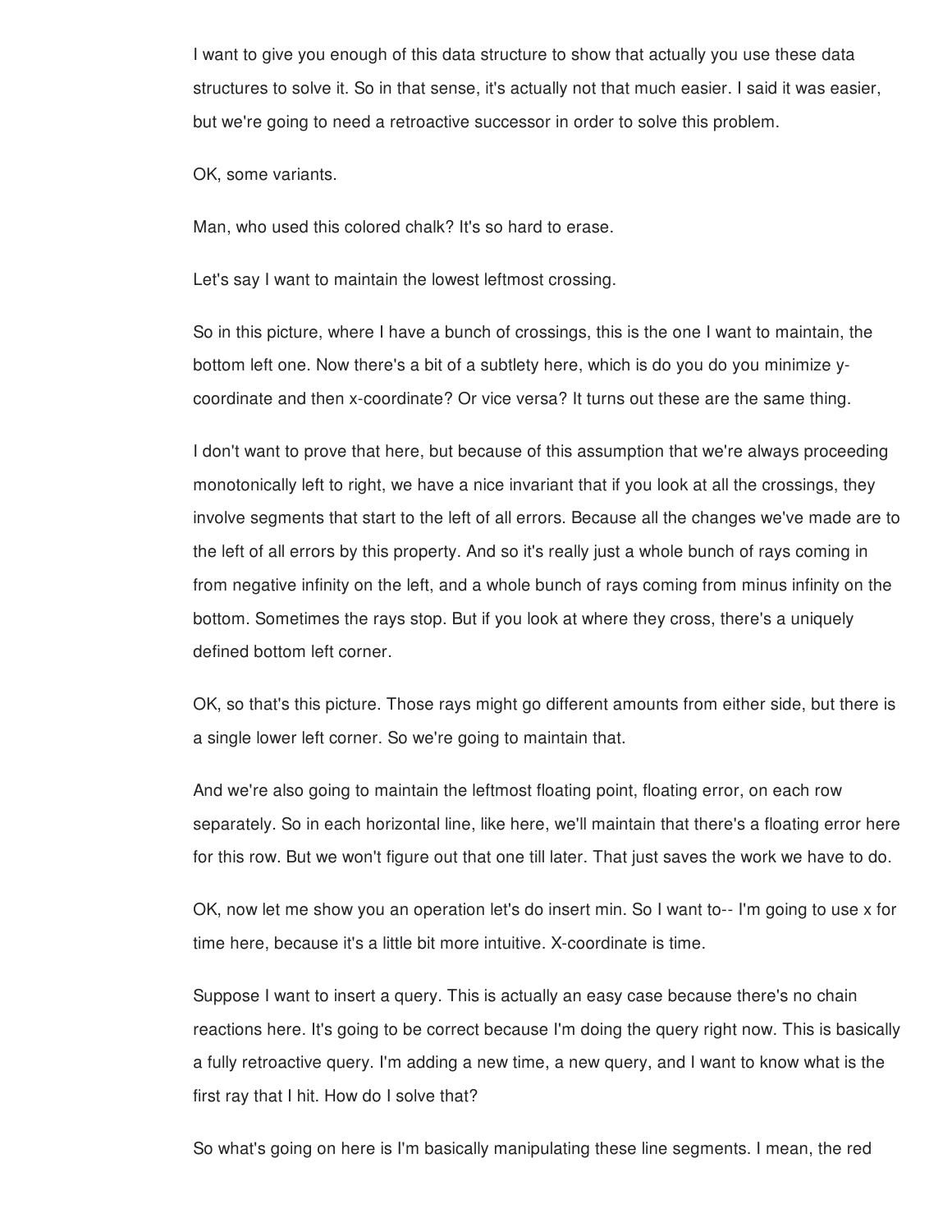I want to give you enough of this data structure to show that actually you use these data structures to solve it. So in that sense, it's actually not that much easier. I said it was easier, but we're going to need a retroactive successor in order to solve this problem.

OK, some variants.

Man, who used this colored chalk? It's so hard to erase.

Let's say I want to maintain the lowest leftmost crossing.

So in this picture, where I have a bunch of crossings, this is the one I want to maintain, the bottom left one. Now there's a bit of a subtlety here, which is do you do you minimize y-coordinate and then x-coordinate? Or vice versa? It turns out these are the same thing.

I don't want to prove that here, but because of this assumption that we're always proceeding monotonically left to right, we have a nice invariant that if you look at all the crossings, they involve segments that start to the left of all errors. Because all the changes we've made are to the left of all errors by this property. And so it's really just a whole bunch of rays coming in from negative infinity on the left, and a whole bunch of rays coming from minus infinity on the bottom. Sometimes the rays stop. But if you look at where they cross, there's a uniquely defined bottom left corner.

OK, so that's this picture. Those rays might go different amounts from either side, but there is a single lower left corner. So we're going to maintain that.

And we're also going to maintain the leftmost floating point, floating error, on each row separately. So in each horizontal line, like here, we'll maintain that there's a floating error here for this row. But we won't figure out that one till later. That just saves the work we have to do.

OK, now let me show you an operation let's do insert min. So I want to-- I'm going to use x for time here, because it's a little bit more intuitive. X-coordinate is time.

Suppose I want to insert a query. This is actually an easy case because there's no chain reactions here. It's going to be correct because I'm doing the query right now. This is basically a fully retroactive query. I'm adding a new time, a new query, and I want to know what is the first ray that I hit. How do I solve that?

So what's going on here is I'm basically manipulating these line segments. I mean, the red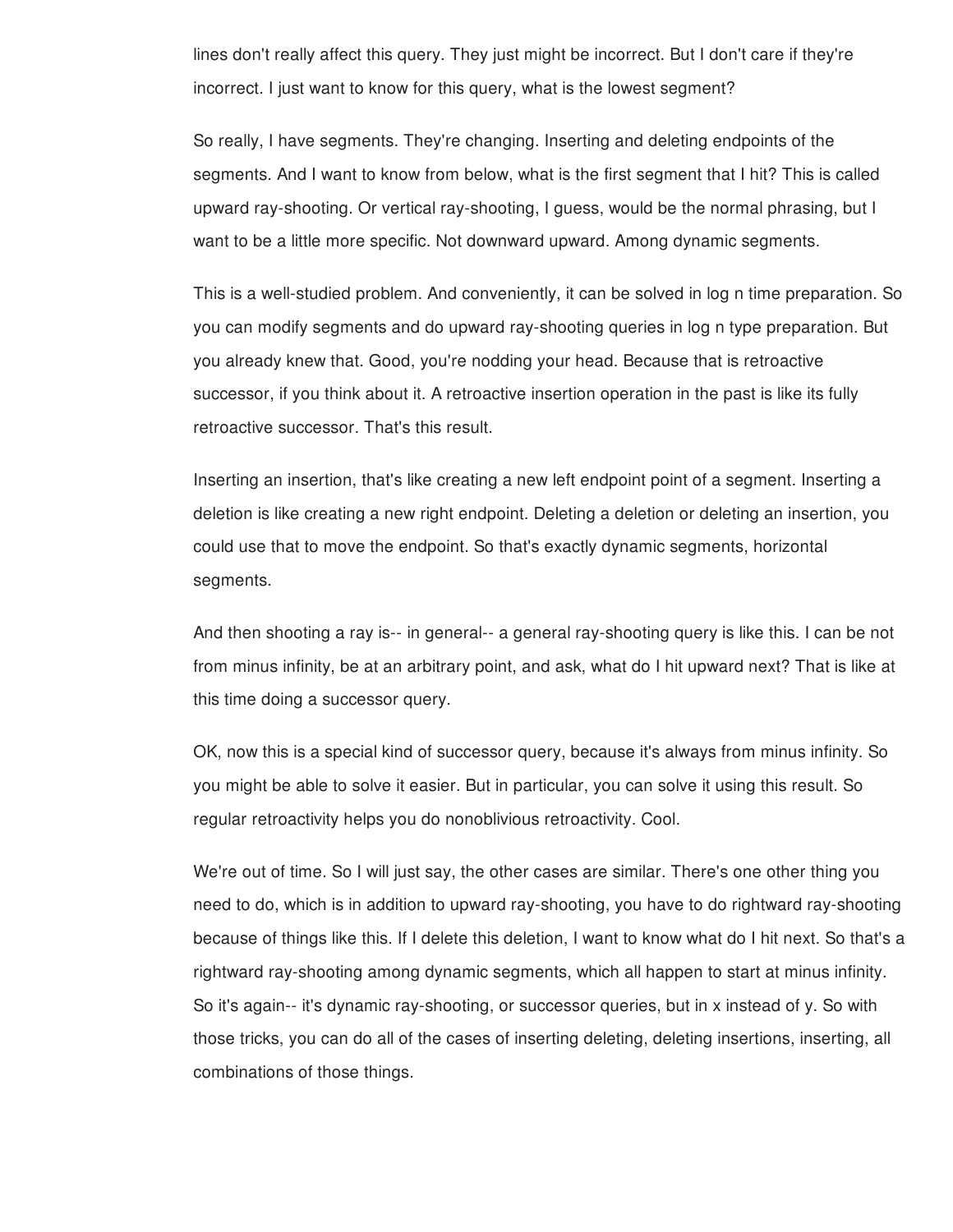lines don't really affect this query. They just might be incorrect. But I don't care if they're incorrect. I just want to know for this query, what is the lowest segment?

So really, I have segments. They're changing. Inserting and deleting endpoints of the segments. And I want to know from below, what is the first segment that I hit? This is called upward ray-shooting. Or vertical ray-shooting, I guess, would be the normal phrasing, but I want to be a little more specific. Not downward upward. Among dynamic segments.

This is a well-studied problem. And conveniently, it can be solved in log n time preparation. So you can modify segments and do upward ray-shooting queries in log n type preparation. But you already knew that. Good, you're nodding your head. Because that is retroactive successor, if you think about it. A retroactive insertion operation in the past is like its fully retroactive successor. That's this result.

Inserting an insertion, that's like creating a new left endpoint point of a segment. Inserting a deletion is like creating a new right endpoint. Deleting a deletion or deleting an insertion, you could use that to move the endpoint. So that's exactly dynamic segments, horizontal segments.

And then shooting a ray is-- in general-- a general ray-shooting query is like this. I can be not from minus infinity, be at an arbitrary point, and ask, what do I hit upward next? That is like at this time doing a successor query.

OK, now this is a special kind of successor query, because it's always from minus infinity. So you might be able to solve it easier. But in particular, you can solve it using this result. So regular retroactivity helps you do nonoblivious retroactivity. Cool.

We're out of time. So I will just say, the other cases are similar. There's one other thing you need to do, which is in addition to upward ray-shooting, you have to do rightward ray-shooting because of things like this. If I delete this deletion, I want to know what do I hit next. So that's a rightward ray-shooting among dynamic segments, which all happen to start at minus infinity. So it's again-- it's dynamic ray-shooting, or successor queries, but in x instead of y. So with those tricks, you can do all of the cases of inserting deleting, deleting insertions, inserting, all combinations of those things.